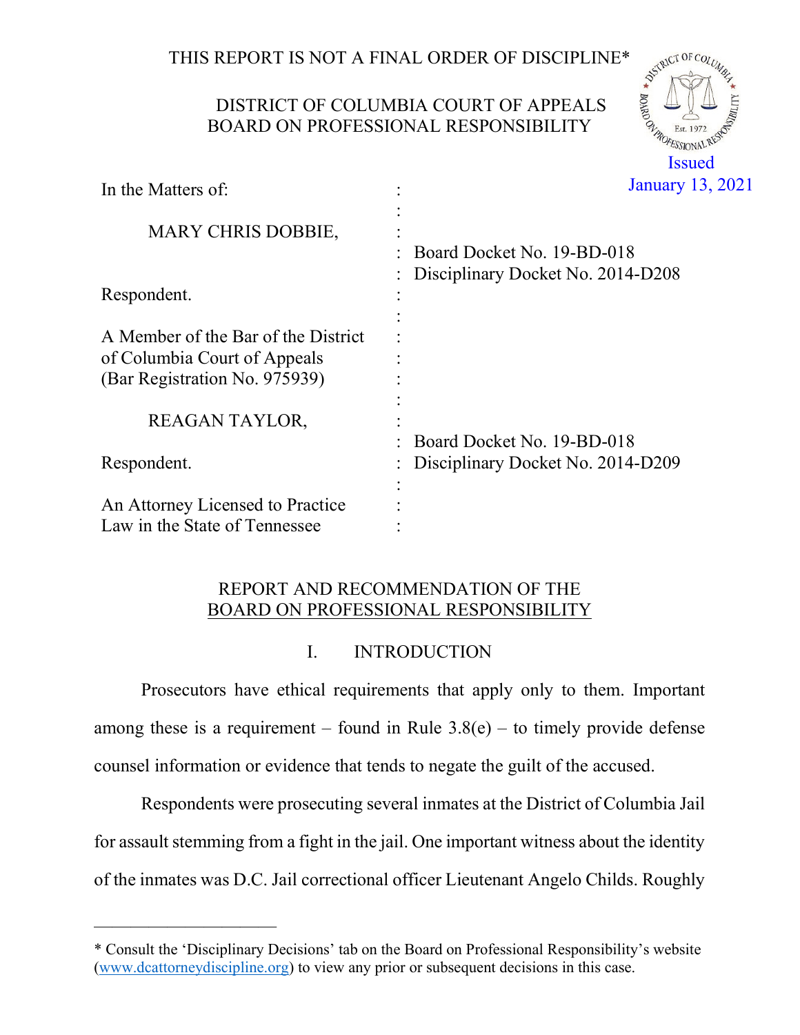THIS REPORT IS NOT A FINAL ORDER OF DISCIPLINE*

DISTRICT OF COLUMBIA COURT OF APPEALS
BOARD ON PROFESSIONAL RESPONSIBILITY

Issued
January 13, 2021

| | | |
|---|---|---|
| In the Matters of: | : | |
| | : | |
| MARY CHRIS DOBBIE, | : | |
| | : | Board Docket No. 19-BD-018 |
| | : | Disciplinary Docket No. 2014-D208 |
| Respondent. | : | |
| | : | |
| A Member of the Bar of the District of Columbia Court of Appeals | : | |
| (Bar Registration No. 975939) | : | |
| | : | |
| REAGAN TAYLOR, | : | |
| | : | Board Docket No. 19-BD-018 |
| Respondent. | : | Disciplinary Docket No. 2014-D209 |
| | : | |
| An Attorney Licensed to Practice Law in the State of Tennessee | : | |

## REPORT AND RECOMMENDATION OF THE BOARD ON PROFESSIONAL RESPONSIBILITY

### I. INTRODUCTION

Prosecutors have ethical requirements that apply only to them. Important among these is a requirement – found in Rule 3.8(e) – to timely provide defense counsel information or evidence that tends to negate the guilt of the accused.

Respondents were prosecuting several inmates at the District of Columbia Jail for assault stemming from a fight in the jail. One important witness about the identity of the inmates was D.C. Jail correctional officer Lieutenant Angelo Childs. Roughly

* Consult the 'Disciplinary Decisions' tab on the Board on Professional Responsibility's website (www.dcattorneydiscipline.org) to view any prior or subsequent decisions in this case.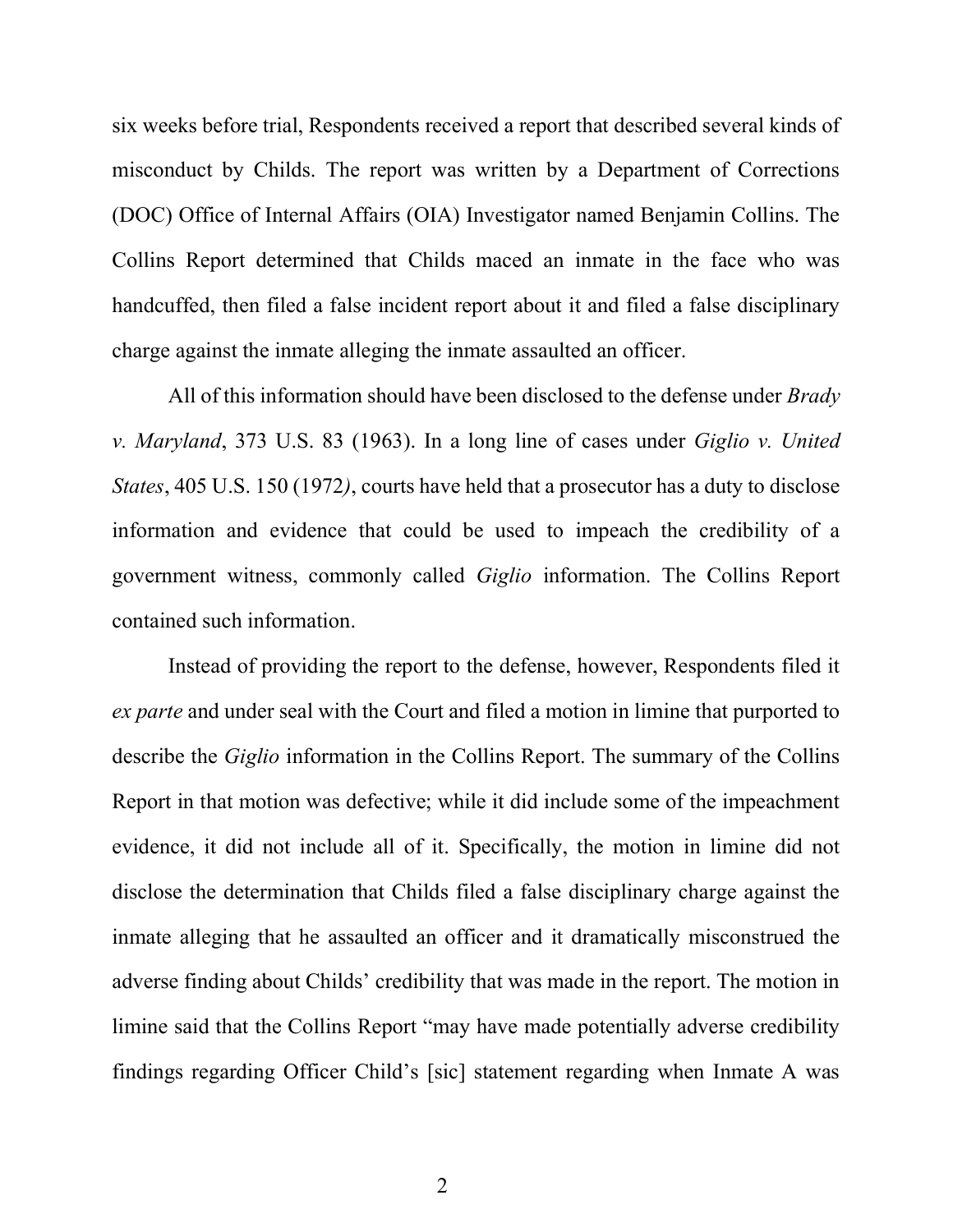six weeks before trial, Respondents received a report that described several kinds of misconduct by Childs. The report was written by a Department of Corrections (DOC) Office of Internal Affairs (OIA) Investigator named Benjamin Collins. The Collins Report determined that Childs maced an inmate in the face who was handcuffed, then filed a false incident report about it and filed a false disciplinary charge against the inmate alleging the inmate assaulted an officer.

All of this information should have been disclosed to the defense under *Brady v. Maryland*, 373 U.S. 83 (1963). In a long line of cases under *Giglio v. United States*, 405 U.S. 150 (1972*)*, courts have held that a prosecutor has a duty to disclose information and evidence that could be used to impeach the credibility of a government witness, commonly called *Giglio* information. The Collins Report contained such information.

Instead of providing the report to the defense, however, Respondents filed it *ex parte* and under seal with the Court and filed a motion in limine that purported to describe the *Giglio* information in the Collins Report. The summary of the Collins Report in that motion was defective; while it did include some of the impeachment evidence, it did not include all of it. Specifically, the motion in limine did not disclose the determination that Childs filed a false disciplinary charge against the inmate alleging that he assaulted an officer and it dramatically misconstrued the adverse finding about Childs' credibility that was made in the report. The motion in limine said that the Collins Report "may have made potentially adverse credibility findings regarding Officer Child's [sic] statement regarding when Inmate A was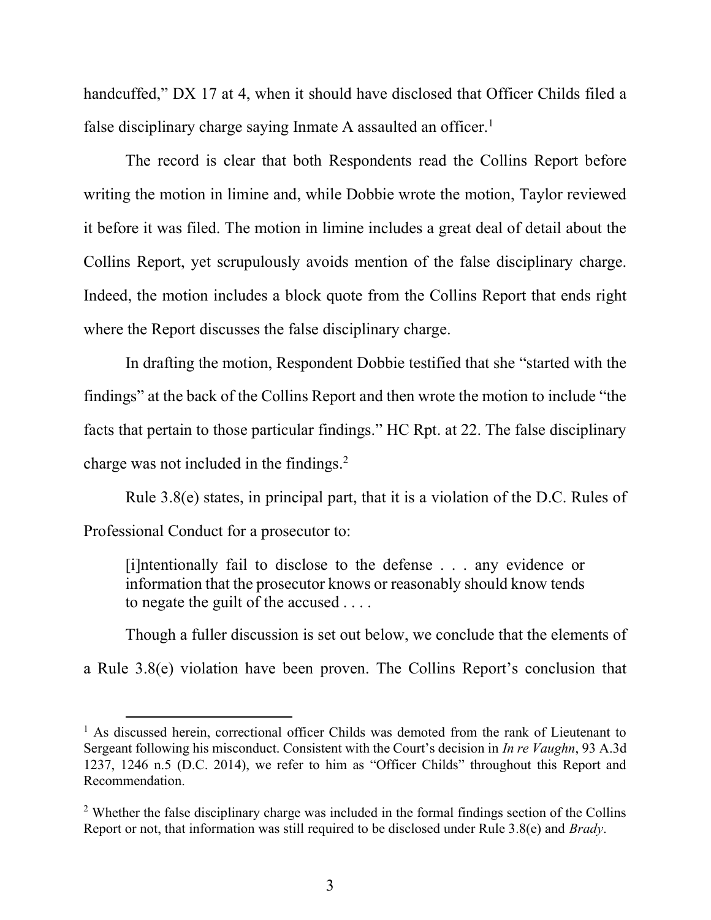handcuffed," DX 17 at 4, when it should have disclosed that Officer Childs filed a false disciplinary charge saying Inmate A assaulted an officer.[1]

The record is clear that both Respondents read the Collins Report before writing the motion in limine and, while Dobbie wrote the motion, Taylor reviewed it before it was filed. The motion in limine includes a great deal of detail about the Collins Report, yet scrupulously avoids mention of the false disciplinary charge. Indeed, the motion includes a block quote from the Collins Report that ends right where the Report discusses the false disciplinary charge.

In drafting the motion, Respondent Dobbie testified that she "started with the findings" at the back of the Collins Report and then wrote the motion to include "the facts that pertain to those particular findings." HC Rpt. at 22. The false disciplinary charge was not included in the findings.[2]

Rule 3.8(e) states, in principal part, that it is a violation of the D.C. Rules of Professional Conduct for a prosecutor to:

> [i]ntentionally fail to disclose to the defense . . . any evidence or information that the prosecutor knows or reasonably should know tends to negate the guilt of the accused . . . .

Though a fuller discussion is set out below, we conclude that the elements of a Rule 3.8(e) violation have been proven. The Collins Report's conclusion that

---

[1] As discussed herein, correctional officer Childs was demoted from the rank of Lieutenant to Sergeant following his misconduct. Consistent with the Court's decision in *In re Vaughn*, 93 A.3d 1237, 1246 n.5 (D.C. 2014), we refer to him as "Officer Childs" throughout this Report and Recommendation.

[2] Whether the false disciplinary charge was included in the formal findings section of the Collins Report or not, that information was still required to be disclosed under Rule 3.8(e) and *Brady*.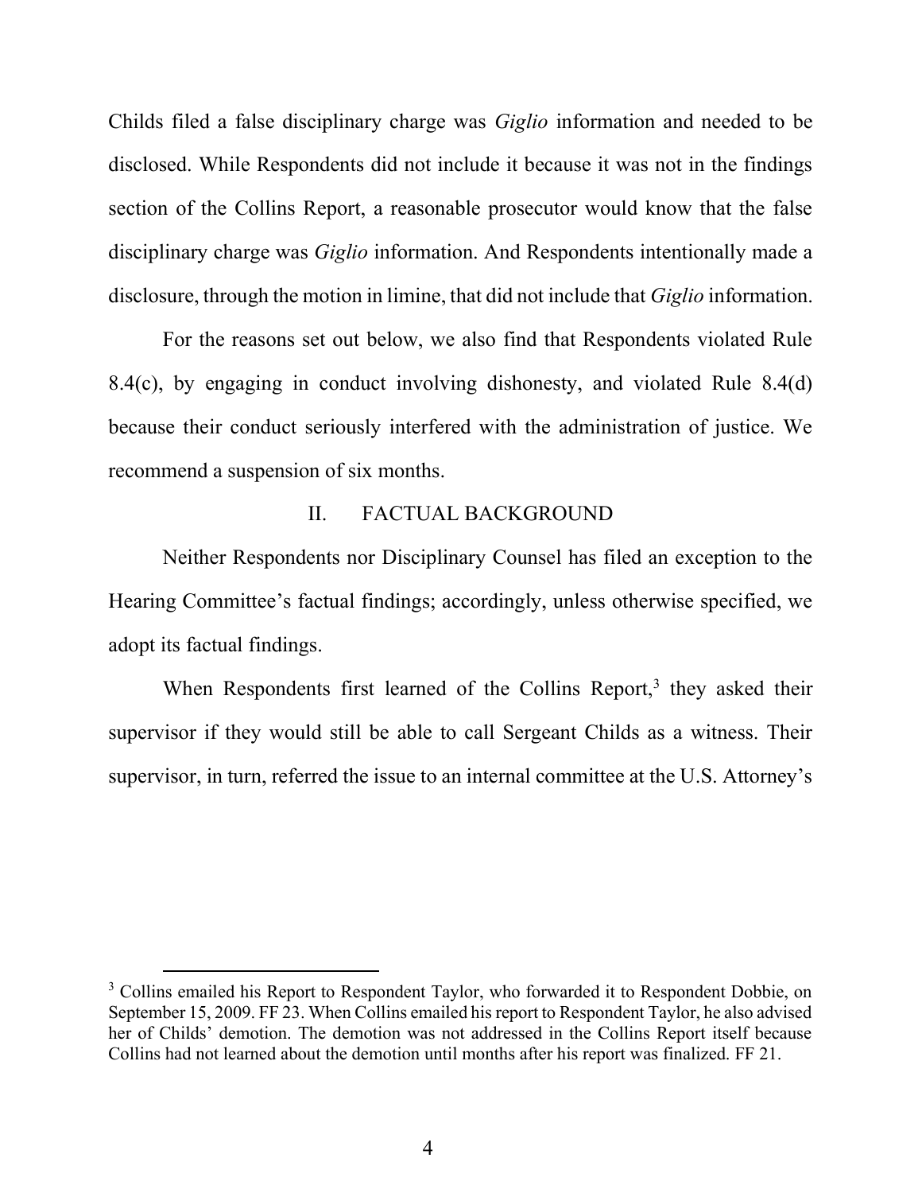Childs filed a false disciplinary charge was *Giglio* information and needed to be disclosed. While Respondents did not include it because it was not in the findings section of the Collins Report, a reasonable prosecutor would know that the false disciplinary charge was *Giglio* information. And Respondents intentionally made a disclosure, through the motion in limine, that did not include that *Giglio* information.

For the reasons set out below, we also find that Respondents violated Rule 8.4(c), by engaging in conduct involving dishonesty, and violated Rule 8.4(d) because their conduct seriously interfered with the administration of justice. We recommend a suspension of six months.

## II. FACTUAL BACKGROUND

Neither Respondents nor Disciplinary Counsel has filed an exception to the Hearing Committee's factual findings; accordingly, unless otherwise specified, we adopt its factual findings.

When Respondents first learned of the Collins Report,[3] they asked their supervisor if they would still be able to call Sergeant Childs as a witness. Their supervisor, in turn, referred the issue to an internal committee at the U.S. Attorney's

---

[3] Collins emailed his Report to Respondent Taylor, who forwarded it to Respondent Dobbie, on September 15, 2009. FF 23. When Collins emailed his report to Respondent Taylor, he also advised her of Childs' demotion. The demotion was not addressed in the Collins Report itself because Collins had not learned about the demotion until months after his report was finalized. FF 21.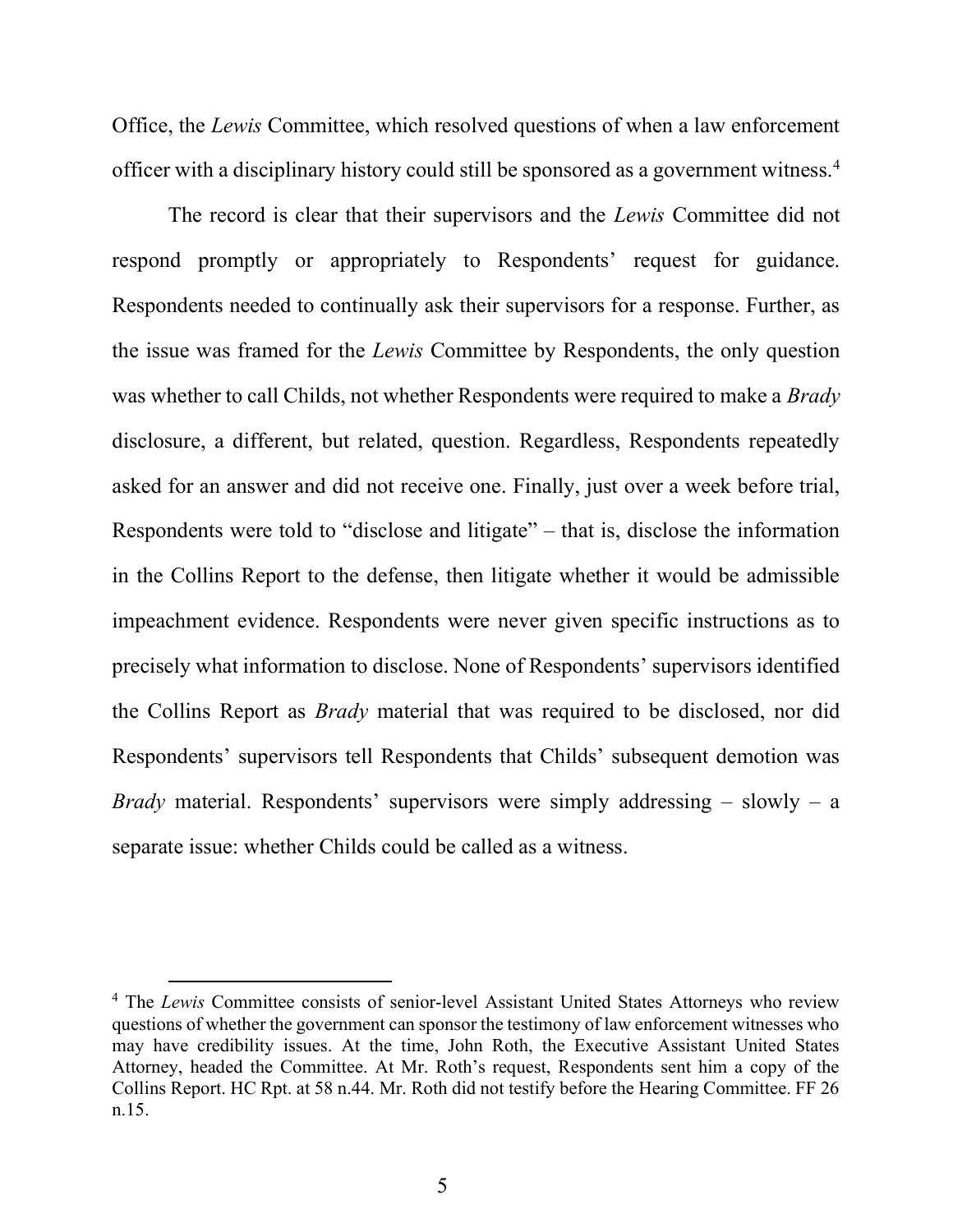Office, the *Lewis* Committee, which resolved questions of when a law enforcement officer with a disciplinary history could still be sponsored as a government witness.[4]

The record is clear that their supervisors and the *Lewis* Committee did not respond promptly or appropriately to Respondents' request for guidance. Respondents needed to continually ask their supervisors for a response. Further, as the issue was framed for the *Lewis* Committee by Respondents, the only question was whether to call Childs, not whether Respondents were required to make a *Brady* disclosure, a different, but related, question. Regardless, Respondents repeatedly asked for an answer and did not receive one. Finally, just over a week before trial, Respondents were told to "disclose and litigate" – that is, disclose the information in the Collins Report to the defense, then litigate whether it would be admissible impeachment evidence. Respondents were never given specific instructions as to precisely what information to disclose. None of Respondents' supervisors identified the Collins Report as *Brady* material that was required to be disclosed, nor did Respondents' supervisors tell Respondents that Childs' subsequent demotion was *Brady* material. Respondents' supervisors were simply addressing – slowly – a separate issue: whether Childs could be called as a witness.

---

[4] The *Lewis* Committee consists of senior-level Assistant United States Attorneys who review questions of whether the government can sponsor the testimony of law enforcement witnesses who may have credibility issues. At the time, John Roth, the Executive Assistant United States Attorney, headed the Committee. At Mr. Roth's request, Respondents sent him a copy of the Collins Report. HC Rpt. at 58 n.44. Mr. Roth did not testify before the Hearing Committee. FF 26 n.15.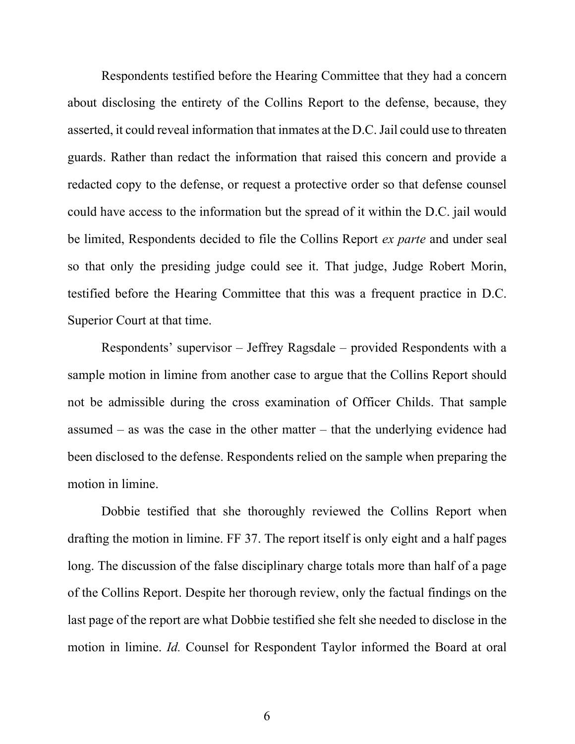Respondents testified before the Hearing Committee that they had a concern about disclosing the entirety of the Collins Report to the defense, because, they asserted, it could reveal information that inmates at the D.C. Jail could use to threaten guards. Rather than redact the information that raised this concern and provide a redacted copy to the defense, or request a protective order so that defense counsel could have access to the information but the spread of it within the D.C. jail would be limited, Respondents decided to file the Collins Report *ex parte* and under seal so that only the presiding judge could see it. That judge, Judge Robert Morin, testified before the Hearing Committee that this was a frequent practice in D.C. Superior Court at that time.

Respondents' supervisor – Jeffrey Ragsdale – provided Respondents with a sample motion in limine from another case to argue that the Collins Report should not be admissible during the cross examination of Officer Childs. That sample assumed – as was the case in the other matter – that the underlying evidence had been disclosed to the defense. Respondents relied on the sample when preparing the motion in limine.

Dobbie testified that she thoroughly reviewed the Collins Report when drafting the motion in limine. FF 37. The report itself is only eight and a half pages long. The discussion of the false disciplinary charge totals more than half of a page of the Collins Report. Despite her thorough review, only the factual findings on the last page of the report are what Dobbie testified she felt she needed to disclose in the motion in limine. *Id.* Counsel for Respondent Taylor informed the Board at oral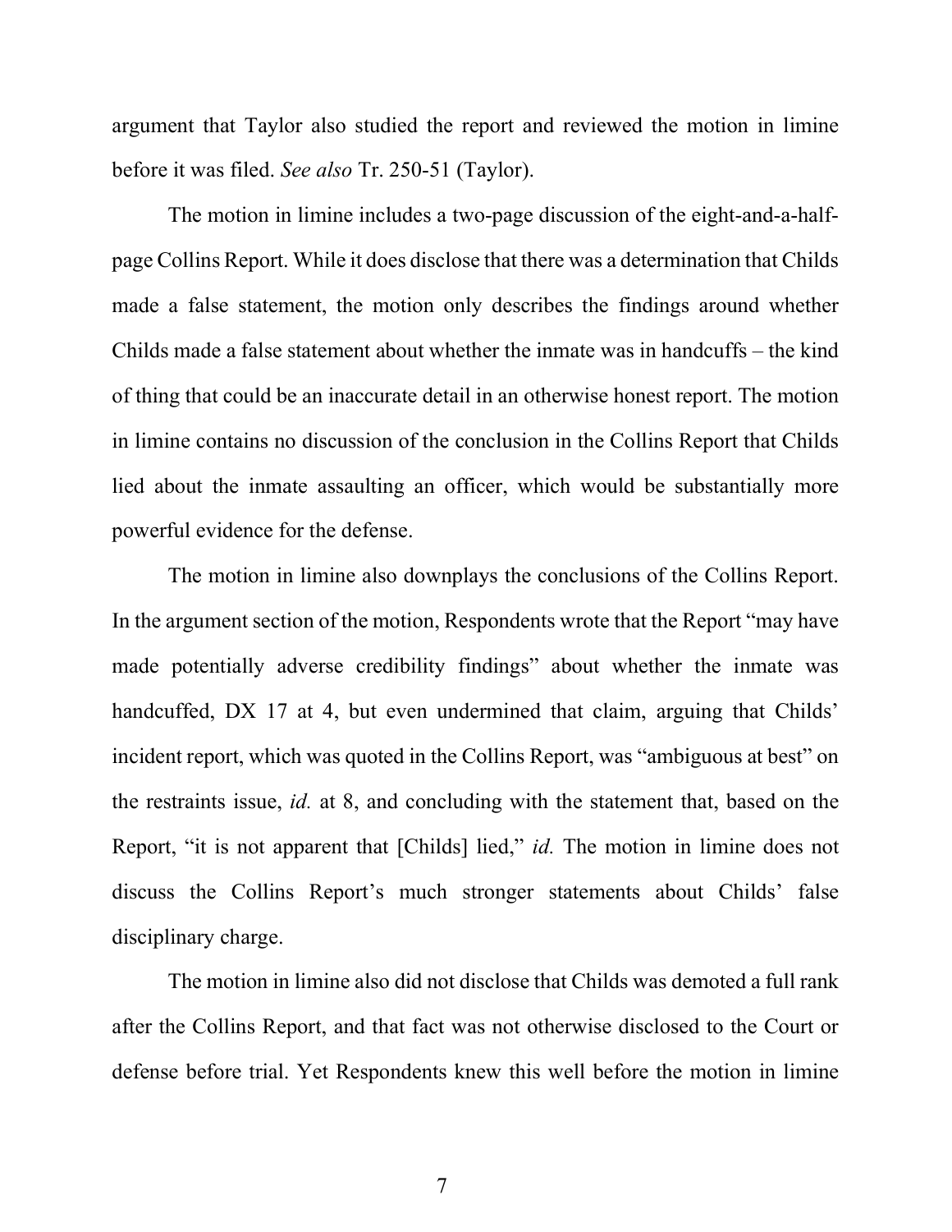argument that Taylor also studied the report and reviewed the motion in limine before it was filed. *See also* Tr. 250-51 (Taylor).

The motion in limine includes a two-page discussion of the eight-and-a-half-page Collins Report. While it does disclose that there was a determination that Childs made a false statement, the motion only describes the findings around whether Childs made a false statement about whether the inmate was in handcuffs – the kind of thing that could be an inaccurate detail in an otherwise honest report. The motion in limine contains no discussion of the conclusion in the Collins Report that Childs lied about the inmate assaulting an officer, which would be substantially more powerful evidence for the defense.

The motion in limine also downplays the conclusions of the Collins Report. In the argument section of the motion, Respondents wrote that the Report "may have made potentially adverse credibility findings" about whether the inmate was handcuffed, DX 17 at 4, but even undermined that claim, arguing that Childs' incident report, which was quoted in the Collins Report, was "ambiguous at best" on the restraints issue, *id.* at 8, and concluding with the statement that, based on the Report, "it is not apparent that [Childs] lied," *id.* The motion in limine does not discuss the Collins Report's much stronger statements about Childs' false disciplinary charge.

The motion in limine also did not disclose that Childs was demoted a full rank after the Collins Report, and that fact was not otherwise disclosed to the Court or defense before trial. Yet Respondents knew this well before the motion in limine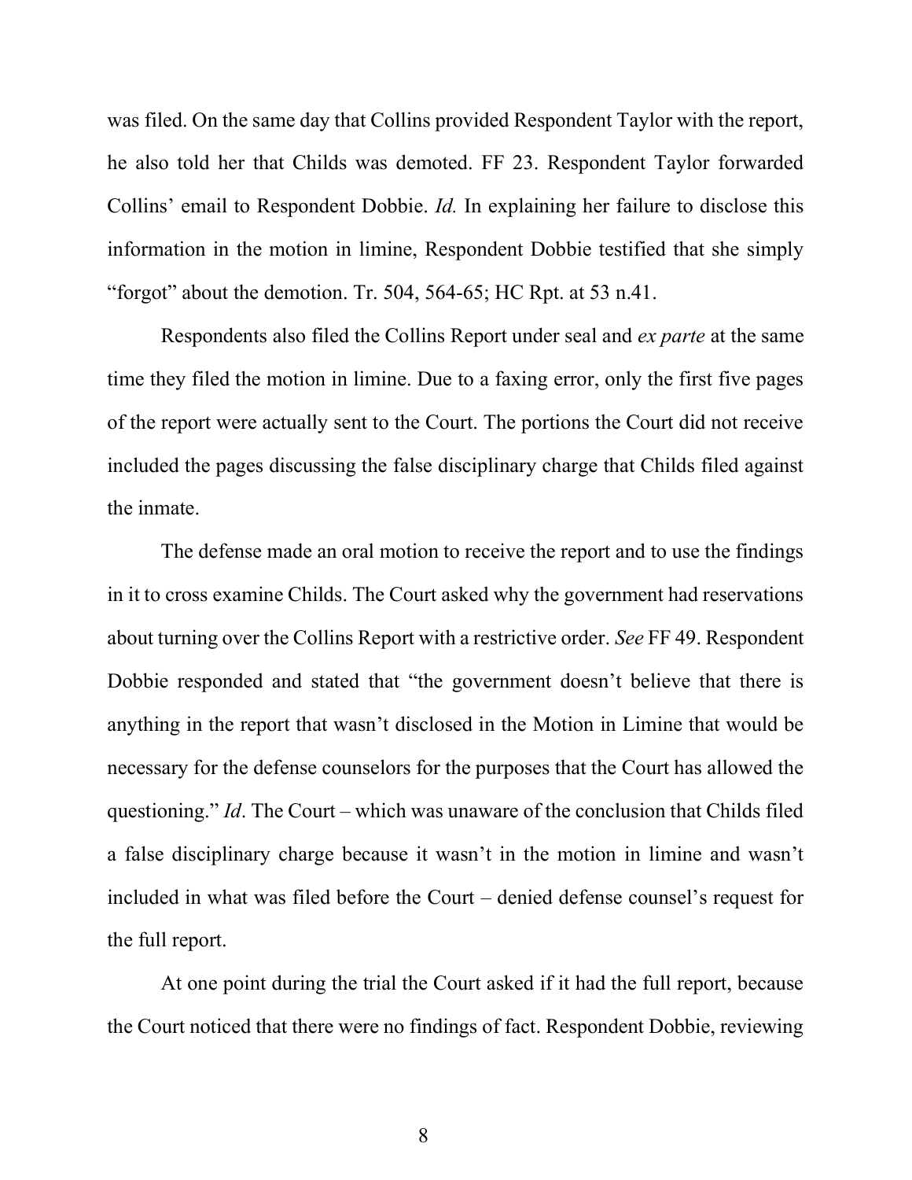was filed. On the same day that Collins provided Respondent Taylor with the report, he also told her that Childs was demoted. FF 23. Respondent Taylor forwarded Collins' email to Respondent Dobbie. *Id.* In explaining her failure to disclose this information in the motion in limine, Respondent Dobbie testified that she simply "forgot" about the demotion. Tr. 504, 564-65; HC Rpt. at 53 n.41.

Respondents also filed the Collins Report under seal and *ex parte* at the same time they filed the motion in limine. Due to a faxing error, only the first five pages of the report were actually sent to the Court. The portions the Court did not receive included the pages discussing the false disciplinary charge that Childs filed against the inmate.

The defense made an oral motion to receive the report and to use the findings in it to cross examine Childs. The Court asked why the government had reservations about turning over the Collins Report with a restrictive order. *See* FF 49. Respondent Dobbie responded and stated that "the government doesn't believe that there is anything in the report that wasn't disclosed in the Motion in Limine that would be necessary for the defense counselors for the purposes that the Court has allowed the questioning." *Id*. The Court – which was unaware of the conclusion that Childs filed a false disciplinary charge because it wasn't in the motion in limine and wasn't included in what was filed before the Court – denied defense counsel's request for the full report.

At one point during the trial the Court asked if it had the full report, because the Court noticed that there were no findings of fact. Respondent Dobbie, reviewing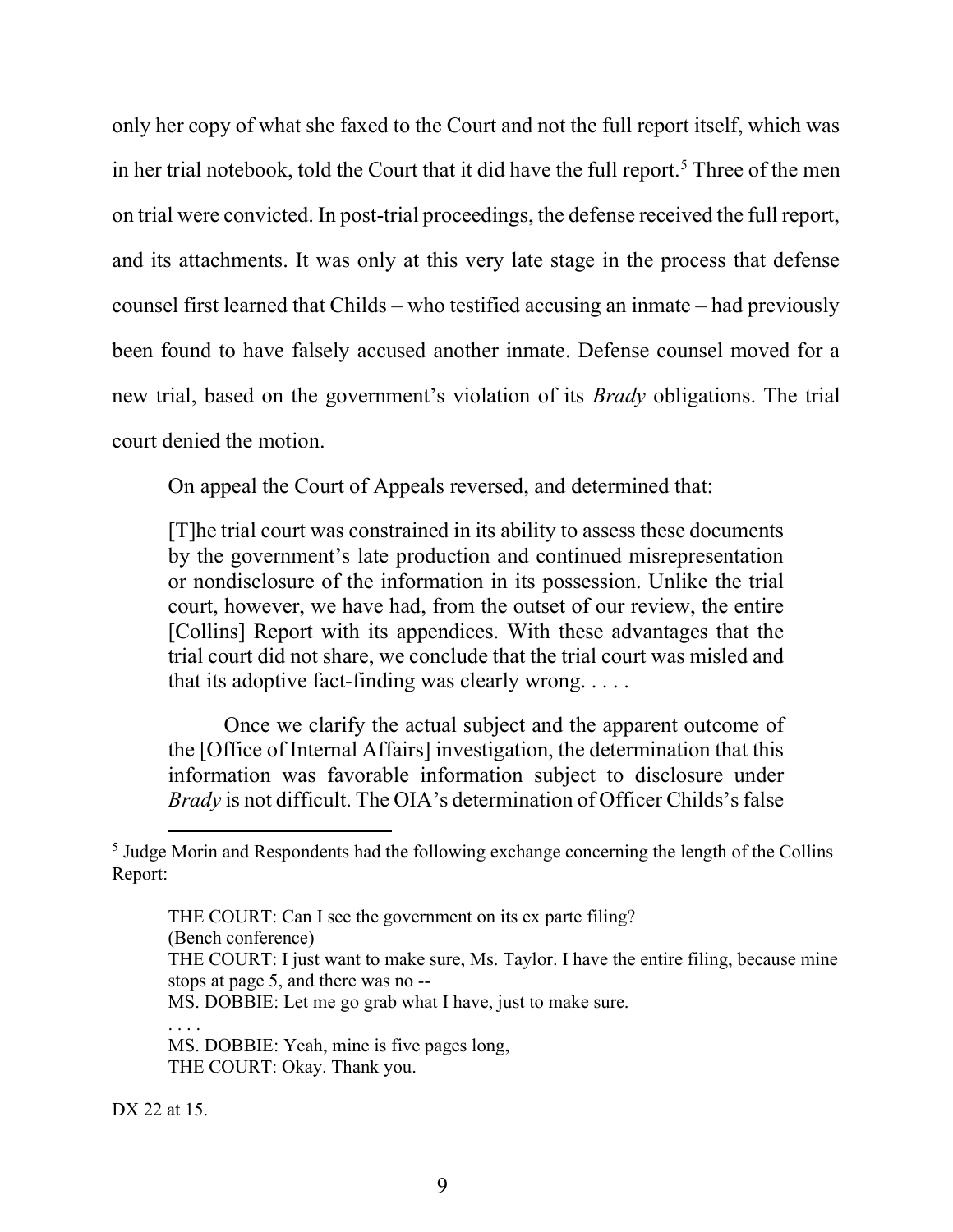only her copy of what she faxed to the Court and not the full report itself, which was in her trial notebook, told the Court that it did have the full report.[5] Three of the men on trial were convicted. In post-trial proceedings, the defense received the full report, and its attachments. It was only at this very late stage in the process that defense counsel first learned that Childs – who testified accusing an inmate – had previously been found to have falsely accused another inmate. Defense counsel moved for a new trial, based on the government's violation of its *Brady* obligations. The trial court denied the motion.

On appeal the Court of Appeals reversed, and determined that:

> [T]he trial court was constrained in its ability to assess these documents by the government's late production and continued misrepresentation or nondisclosure of the information in its possession. Unlike the trial court, however, we have had, from the outset of our review, the entire [Collins] Report with its appendices. With these advantages that the trial court did not share, we conclude that the trial court was misled and that its adoptive fact-finding was clearly wrong. . . . .
>
> Once we clarify the actual subject and the apparent outcome of the [Office of Internal Affairs] investigation, the determination that this information was favorable information subject to disclosure under *Brady* is not difficult. The OIA's determination of Officer Childs's false

---

[5] Judge Morin and Respondents had the following exchange concerning the length of the Collins Report:

> THE COURT: Can I see the government on its ex parte filing?
> (Bench conference)
> THE COURT: I just want to make sure, Ms. Taylor. I have the entire filing, because mine stops at page 5, and there was no --
> MS. DOBBIE: Let me go grab what I have, just to make sure.
> . . . .
> MS. DOBBIE: Yeah, mine is five pages long,
> THE COURT: Okay. Thank you.

DX 22 at 15.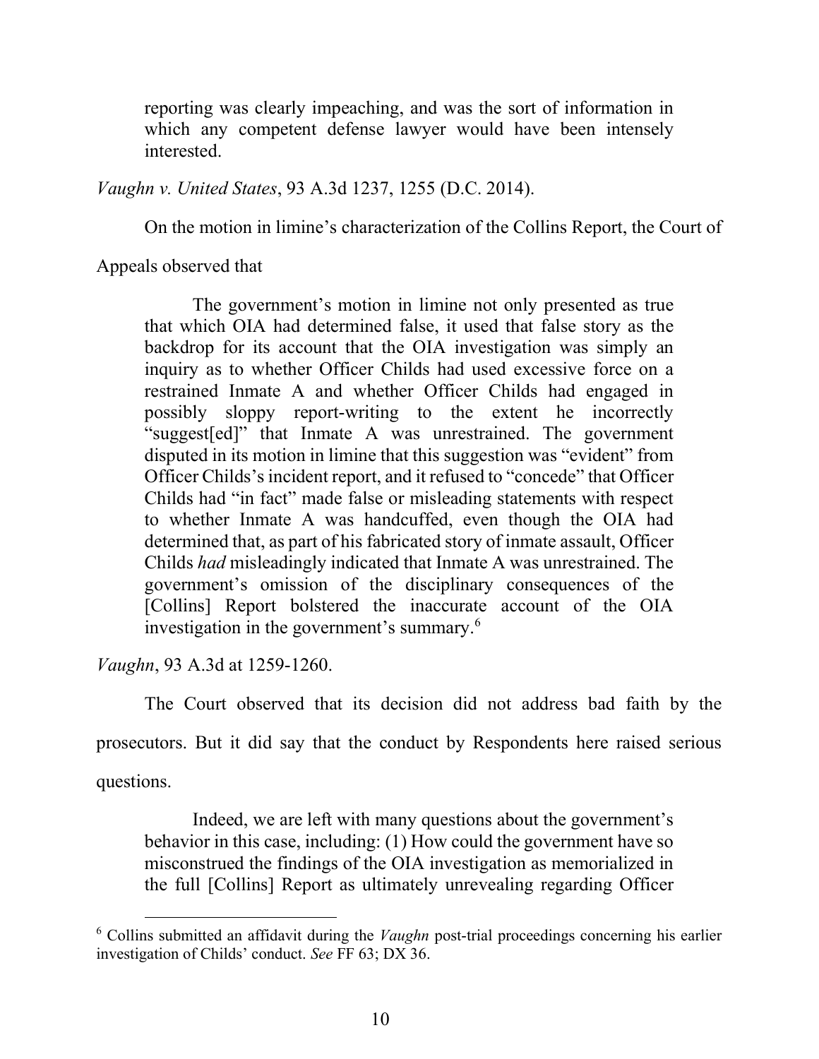> reporting was clearly impeaching, and was the sort of information in which any competent defense lawyer would have been intensely interested.

*Vaughn v. United States*, 93 A.3d 1237, 1255 (D.C. 2014).

On the motion in limine's characterization of the Collins Report, the Court of Appeals observed that

> The government's motion in limine not only presented as true that which OIA had determined false, it used that false story as the backdrop for its account that the OIA investigation was simply an inquiry as to whether Officer Childs had used excessive force on a restrained Inmate A and whether Officer Childs had engaged in possibly sloppy report-writing to the extent he incorrectly "suggest[ed]" that Inmate A was unrestrained. The government disputed in its motion in limine that this suggestion was "evident" from Officer Childs's incident report, and it refused to "concede" that Officer Childs had "in fact" made false or misleading statements with respect to whether Inmate A was handcuffed, even though the OIA had determined that, as part of his fabricated story of inmate assault, Officer Childs *had* misleadingly indicated that Inmate A was unrestrained. The government's omission of the disciplinary consequences of the [Collins] Report bolstered the inaccurate account of the OIA investigation in the government's summary.[6]

*Vaughn*, 93 A.3d at 1259-1260.

The Court observed that its decision did not address bad faith by the prosecutors. But it did say that the conduct by Respondents here raised serious questions.

> Indeed, we are left with many questions about the government's behavior in this case, including: (1) How could the government have so misconstrued the findings of the OIA investigation as memorialized in the full [Collins] Report as ultimately unrevealing regarding Officer

[6] Collins submitted an affidavit during the *Vaughn* post-trial proceedings concerning his earlier investigation of Childs' conduct. *See* FF 63; DX 36.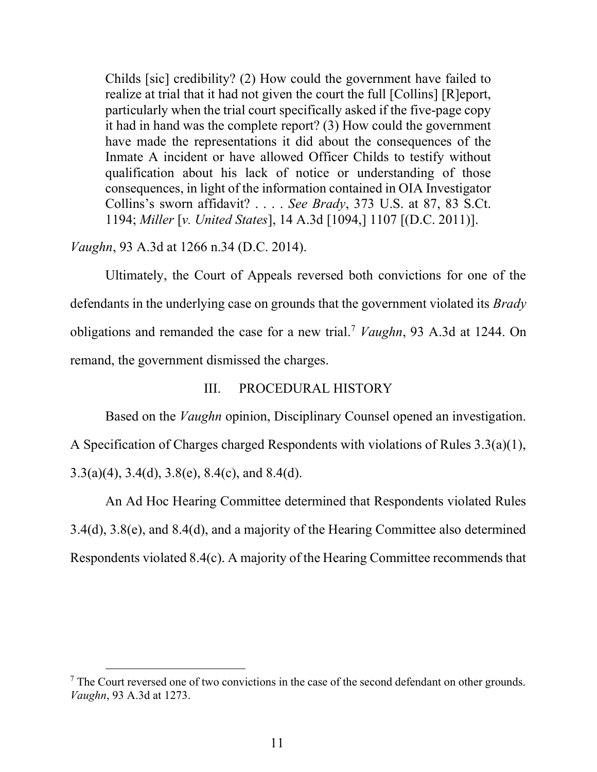> Childs [sic] credibility? (2) How could the government have failed to realize at trial that it had not given the court the full [Collins] [R]eport, particularly when the trial court specifically asked if the five-page copy it had in hand was the complete report? (3) How could the government have made the representations it did about the consequences of the Inmate A incident or have allowed Officer Childs to testify without qualification about his lack of notice or understanding of those consequences, in light of the information contained in OIA Investigator Collins's sworn affidavit? . . . . *See Brady*, 373 U.S. at 87, 83 S.Ct. 1194; *Miller* [*v. United States*], 14 A.3d [1094,] 1107 [(D.C. 2011)].

*Vaughn*, 93 A.3d at 1266 n.34 (D.C. 2014).

Ultimately, the Court of Appeals reversed both convictions for one of the defendants in the underlying case on grounds that the government violated its *Brady* obligations and remanded the case for a new trial.[7] *Vaughn*, 93 A.3d at 1244. On remand, the government dismissed the charges.

## III. PROCEDURAL HISTORY

Based on the *Vaughn* opinion, Disciplinary Counsel opened an investigation. A Specification of Charges charged Respondents with violations of Rules 3.3(a)(1), 3.3(a)(4), 3.4(d), 3.8(e), 8.4(c), and 8.4(d).

An Ad Hoc Hearing Committee determined that Respondents violated Rules 3.4(d), 3.8(e), and 8.4(d), and a majority of the Hearing Committee also determined Respondents violated 8.4(c). A majority of the Hearing Committee recommends that

---

[7] The Court reversed one of two convictions in the case of the second defendant on other grounds. *Vaughn*, 93 A.3d at 1273.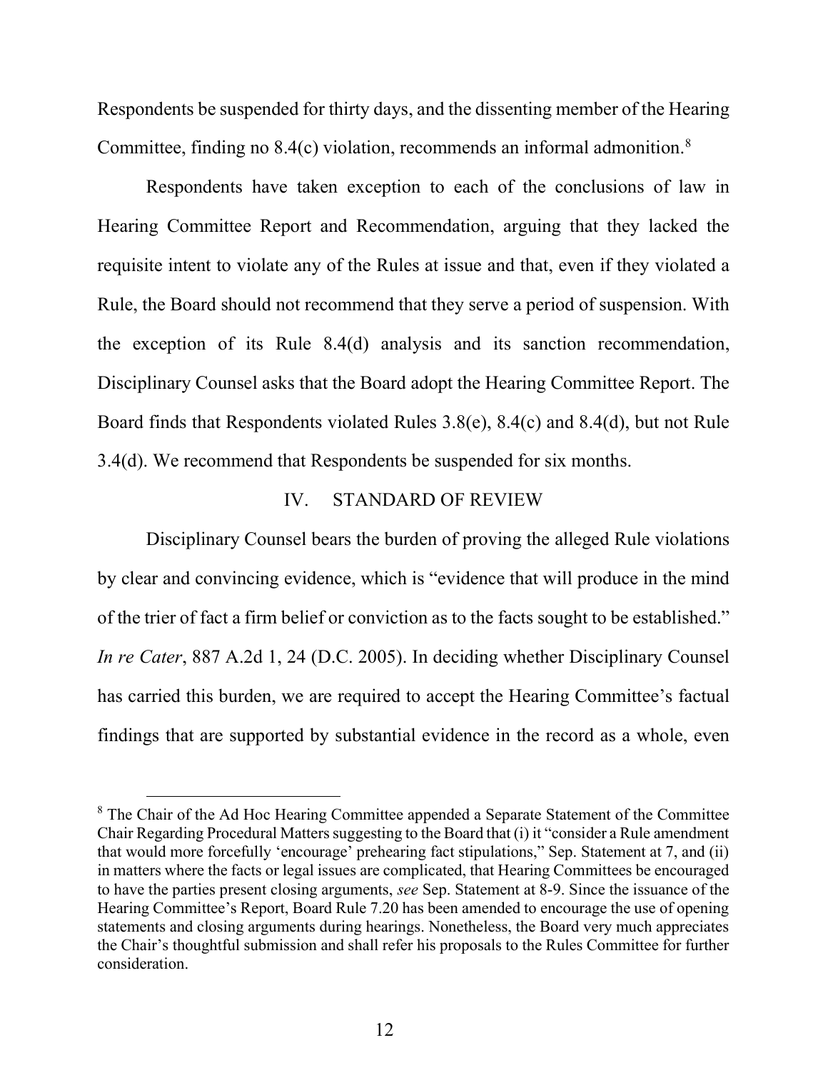Respondents be suspended for thirty days, and the dissenting member of the Hearing Committee, finding no 8.4(c) violation, recommends an informal admonition.[8]

Respondents have taken exception to each of the conclusions of law in Hearing Committee Report and Recommendation, arguing that they lacked the requisite intent to violate any of the Rules at issue and that, even if they violated a Rule, the Board should not recommend that they serve a period of suspension. With the exception of its Rule 8.4(d) analysis and its sanction recommendation, Disciplinary Counsel asks that the Board adopt the Hearing Committee Report. The Board finds that Respondents violated Rules 3.8(e), 8.4(c) and 8.4(d), but not Rule 3.4(d). We recommend that Respondents be suspended for six months.

## IV. STANDARD OF REVIEW

Disciplinary Counsel bears the burden of proving the alleged Rule violations by clear and convincing evidence, which is "evidence that will produce in the mind of the trier of fact a firm belief or conviction as to the facts sought to be established." *In re Cater*, 887 A.2d 1, 24 (D.C. 2005). In deciding whether Disciplinary Counsel has carried this burden, we are required to accept the Hearing Committee's factual findings that are supported by substantial evidence in the record as a whole, even

---

[8] The Chair of the Ad Hoc Hearing Committee appended a Separate Statement of the Committee Chair Regarding Procedural Matters suggesting to the Board that (i) it "consider a Rule amendment that would more forcefully 'encourage' prehearing fact stipulations," Sep. Statement at 7, and (ii) in matters where the facts or legal issues are complicated, that Hearing Committees be encouraged to have the parties present closing arguments, *see* Sep. Statement at 8-9. Since the issuance of the Hearing Committee's Report, Board Rule 7.20 has been amended to encourage the use of opening statements and closing arguments during hearings. Nonetheless, the Board very much appreciates the Chair's thoughtful submission and shall refer his proposals to the Rules Committee for further consideration.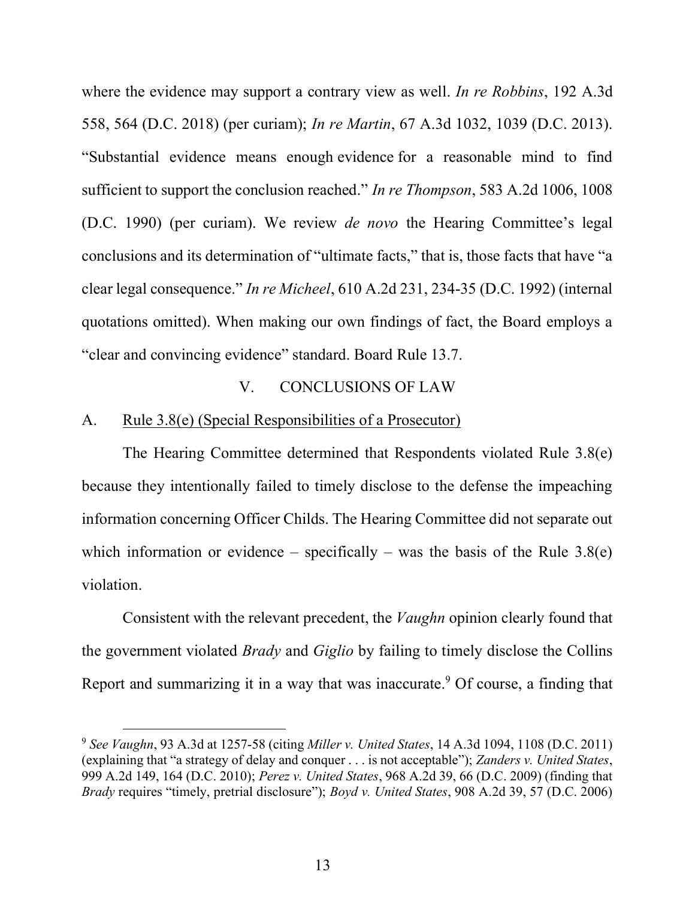where the evidence may support a contrary view as well. *In re Robbins*, 192 A.3d 558, 564 (D.C. 2018) (per curiam); *In re Martin*, 67 A.3d 1032, 1039 (D.C. 2013). "Substantial evidence means enough evidence for a reasonable mind to find sufficient to support the conclusion reached." *In re Thompson*, 583 A.2d 1006, 1008 (D.C. 1990) (per curiam). We review *de novo* the Hearing Committee's legal conclusions and its determination of "ultimate facts," that is, those facts that have "a clear legal consequence." *In re Micheel*, 610 A.2d 231, 234-35 (D.C. 1992) (internal quotations omitted). When making our own findings of fact, the Board employs a "clear and convincing evidence" standard. Board Rule 13.7.

## V. CONCLUSIONS OF LAW

### A. Rule 3.8(e) (Special Responsibilities of a Prosecutor)

The Hearing Committee determined that Respondents violated Rule 3.8(e) because they intentionally failed to timely disclose to the defense the impeaching information concerning Officer Childs. The Hearing Committee did not separate out which information or evidence – specifically – was the basis of the Rule 3.8(e) violation.

Consistent with the relevant precedent, the *Vaughn* opinion clearly found that the government violated *Brady* and *Giglio* by failing to timely disclose the Collins Report and summarizing it in a way that was inaccurate.[9] Of course, a finding that

---

[9] *See Vaughn*, 93 A.3d at 1257-58 (citing *Miller v. United States*, 14 A.3d 1094, 1108 (D.C. 2011) (explaining that "a strategy of delay and conquer . . . is not acceptable"); *Zanders v. United States*, 999 A.2d 149, 164 (D.C. 2010); *Perez v. United States*, 968 A.2d 39, 66 (D.C. 2009) (finding that *Brady* requires "timely, pretrial disclosure"); *Boyd v. United States*, 908 A.2d 39, 57 (D.C. 2006)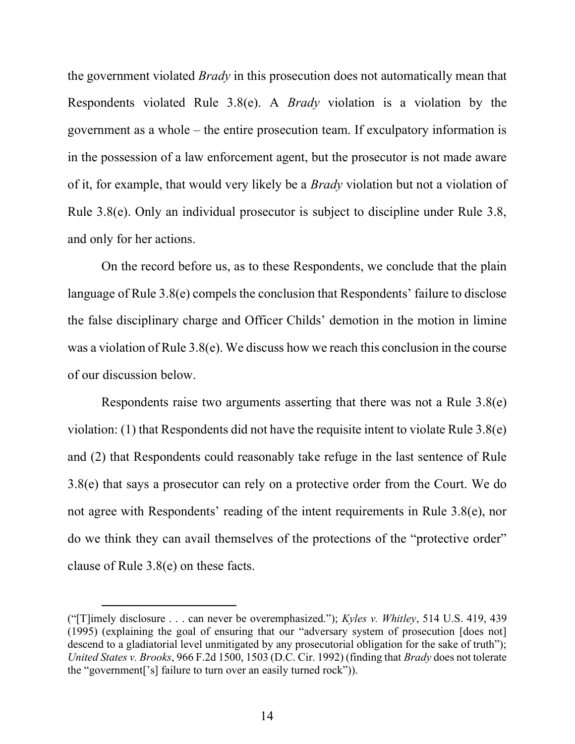the government violated *Brady* in this prosecution does not automatically mean that Respondents violated Rule 3.8(e). A *Brady* violation is a violation by the government as a whole – the entire prosecution team. If exculpatory information is in the possession of a law enforcement agent, but the prosecutor is not made aware of it, for example, that would very likely be a *Brady* violation but not a violation of Rule 3.8(e). Only an individual prosecutor is subject to discipline under Rule 3.8, and only for her actions.

On the record before us, as to these Respondents, we conclude that the plain language of Rule 3.8(e) compels the conclusion that Respondents' failure to disclose the false disciplinary charge and Officer Childs' demotion in the motion in limine was a violation of Rule 3.8(e). We discuss how we reach this conclusion in the course of our discussion below.

Respondents raise two arguments asserting that there was not a Rule 3.8(e) violation: (1) that Respondents did not have the requisite intent to violate Rule 3.8(e) and (2) that Respondents could reasonably take refuge in the last sentence of Rule 3.8(e) that says a prosecutor can rely on a protective order from the Court. We do not agree with Respondents' reading of the intent requirements in Rule 3.8(e), nor do we think they can avail themselves of the protections of the "protective order" clause of Rule 3.8(e) on these facts.

---

("[T]imely disclosure . . . can never be overemphasized."); *Kyles v. Whitley*, 514 U.S. 419, 439 (1995) (explaining the goal of ensuring that our "adversary system of prosecution [does not] descend to a gladiatorial level unmitigated by any prosecutorial obligation for the sake of truth"); *United States v. Brooks*, 966 F.2d 1500, 1503 (D.C. Cir. 1992) (finding that *Brady* does not tolerate the "government['s] failure to turn over an easily turned rock")).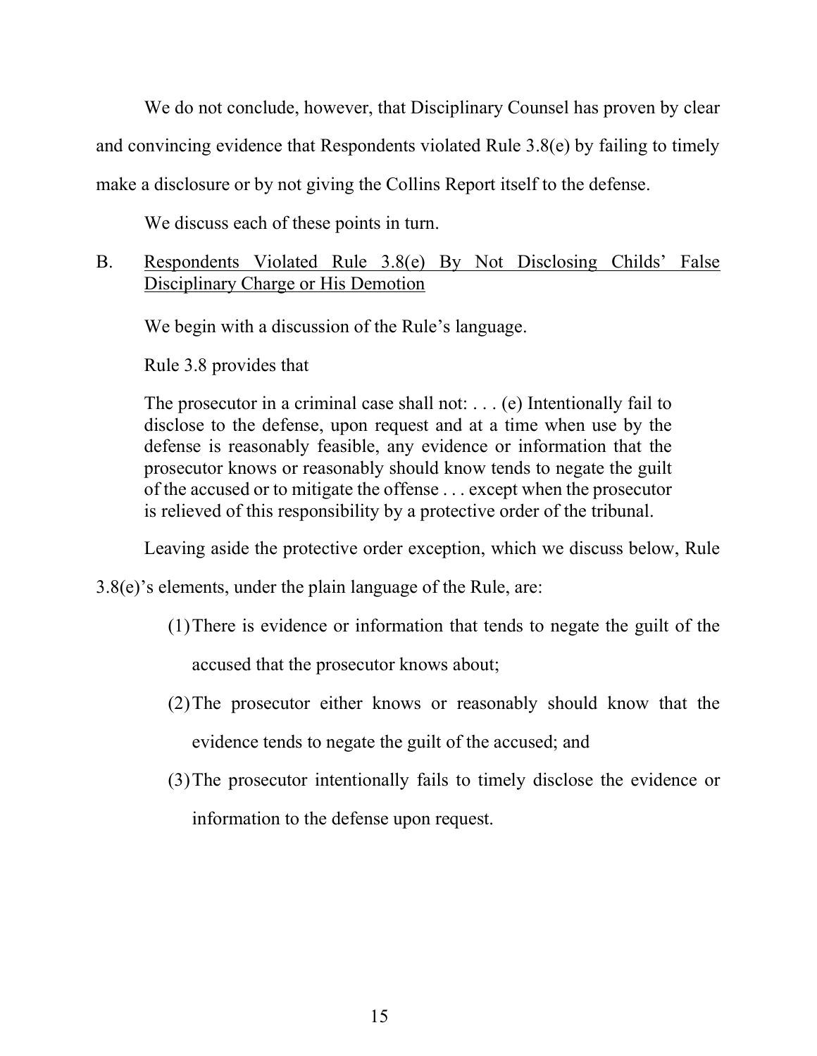We do not conclude, however, that Disciplinary Counsel has proven by clear and convincing evidence that Respondents violated Rule 3.8(e) by failing to timely make a disclosure or by not giving the Collins Report itself to the defense.

We discuss each of these points in turn.

## B. Respondents Violated Rule 3.8(e) By Not Disclosing Childs' False Disciplinary Charge or His Demotion

We begin with a discussion of the Rule's language.

Rule 3.8 provides that

> The prosecutor in a criminal case shall not: . . . (e) Intentionally fail to disclose to the defense, upon request and at a time when use by the defense is reasonably feasible, any evidence or information that the prosecutor knows or reasonably should know tends to negate the guilt of the accused or to mitigate the offense . . . except when the prosecutor is relieved of this responsibility by a protective order of the tribunal.

Leaving aside the protective order exception, which we discuss below, Rule 3.8(e)'s elements, under the plain language of the Rule, are:

(1) There is evidence or information that tends to negate the guilt of the accused that the prosecutor knows about;

(2) The prosecutor either knows or reasonably should know that the evidence tends to negate the guilt of the accused; and

(3) The prosecutor intentionally fails to timely disclose the evidence or information to the defense upon request.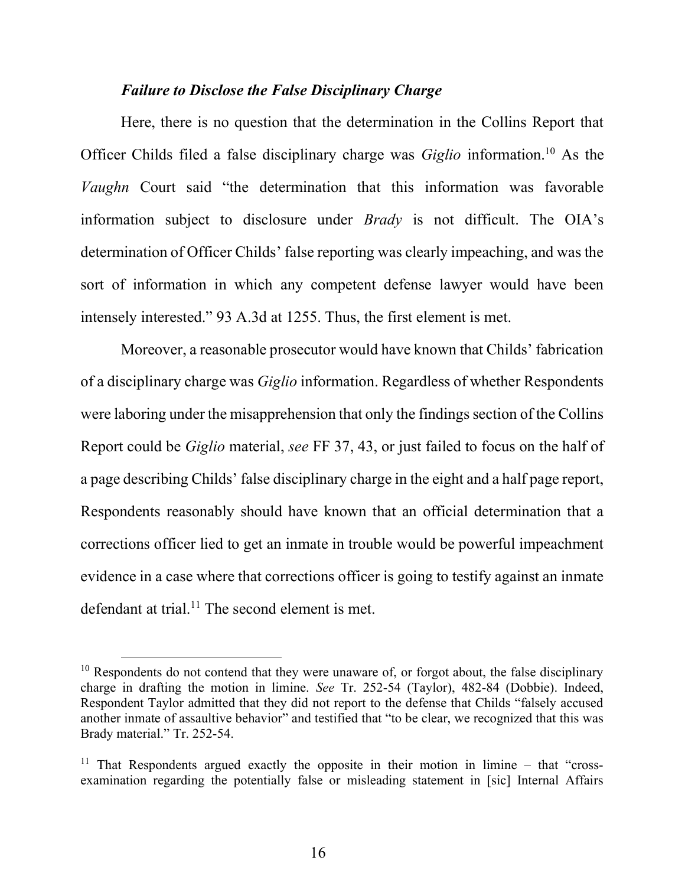***Failure to Disclose the False Disciplinary Charge***

Here, there is no question that the determination in the Collins Report that Officer Childs filed a false disciplinary charge was *Giglio* information.[10] As the *Vaughn* Court said "the determination that this information was favorable information subject to disclosure under *Brady* is not difficult. The OIA's determination of Officer Childs' false reporting was clearly impeaching, and was the sort of information in which any competent defense lawyer would have been intensely interested." 93 A.3d at 1255. Thus, the first element is met.

Moreover, a reasonable prosecutor would have known that Childs' fabrication of a disciplinary charge was *Giglio* information. Regardless of whether Respondents were laboring under the misapprehension that only the findings section of the Collins Report could be *Giglio* material, *see* FF 37, 43, or just failed to focus on the half of a page describing Childs' false disciplinary charge in the eight and a half page report, Respondents reasonably should have known that an official determination that a corrections officer lied to get an inmate in trouble would be powerful impeachment evidence in a case where that corrections officer is going to testify against an inmate defendant at trial.[11] The second element is met.

---

[10] Respondents do not contend that they were unaware of, or forgot about, the false disciplinary charge in drafting the motion in limine. *See* Tr. 252-54 (Taylor), 482-84 (Dobbie). Indeed, Respondent Taylor admitted that they did not report to the defense that Childs "falsely accused another inmate of assaultive behavior" and testified that "to be clear, we recognized that this was Brady material." Tr. 252-54.

[11] That Respondents argued exactly the opposite in their motion in limine – that "cross-examination regarding the potentially false or misleading statement in [sic] Internal Affairs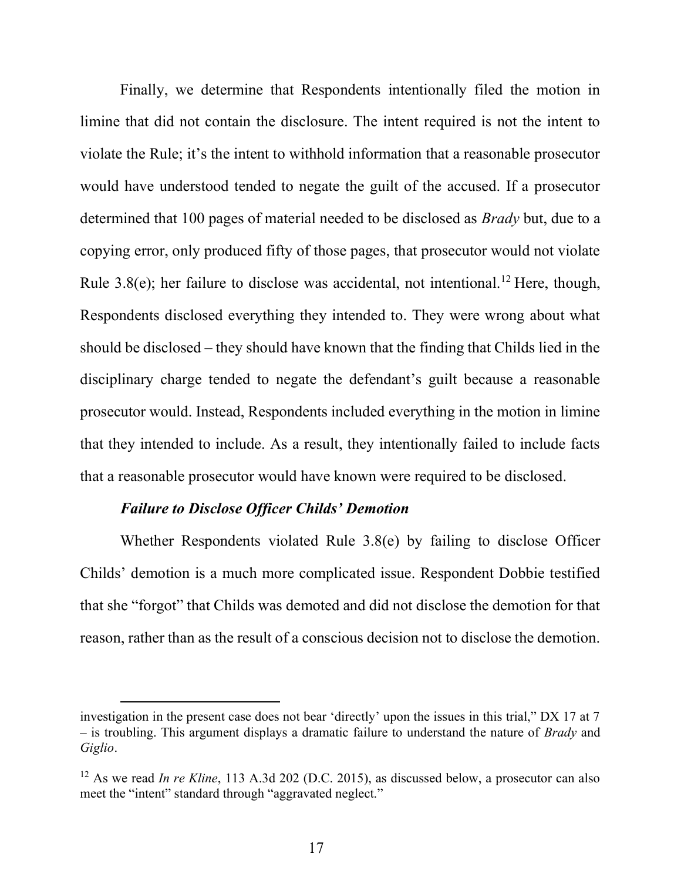Finally, we determine that Respondents intentionally filed the motion in limine that did not contain the disclosure. The intent required is not the intent to violate the Rule; it's the intent to withhold information that a reasonable prosecutor would have understood tended to negate the guilt of the accused. If a prosecutor determined that 100 pages of material needed to be disclosed as *Brady* but, due to a copying error, only produced fifty of those pages, that prosecutor would not violate Rule 3.8(e); her failure to disclose was accidental, not intentional.[12] Here, though, Respondents disclosed everything they intended to. They were wrong about what should be disclosed – they should have known that the finding that Childs lied in the disciplinary charge tended to negate the defendant's guilt because a reasonable prosecutor would. Instead, Respondents included everything in the motion in limine that they intended to include. As a result, they intentionally failed to include facts that a reasonable prosecutor would have known were required to be disclosed.

***Failure to Disclose Officer Childs' Demotion***

Whether Respondents violated Rule 3.8(e) by failing to disclose Officer Childs' demotion is a much more complicated issue. Respondent Dobbie testified that she "forgot" that Childs was demoted and did not disclose the demotion for that reason, rather than as the result of a conscious decision not to disclose the demotion.

---

investigation in the present case does not bear 'directly' upon the issues in this trial," DX 17 at 7 – is troubling. This argument displays a dramatic failure to understand the nature of *Brady* and *Giglio*.

[12] As we read *In re Kline*, 113 A.3d 202 (D.C. 2015), as discussed below, a prosecutor can also meet the "intent" standard through "aggravated neglect."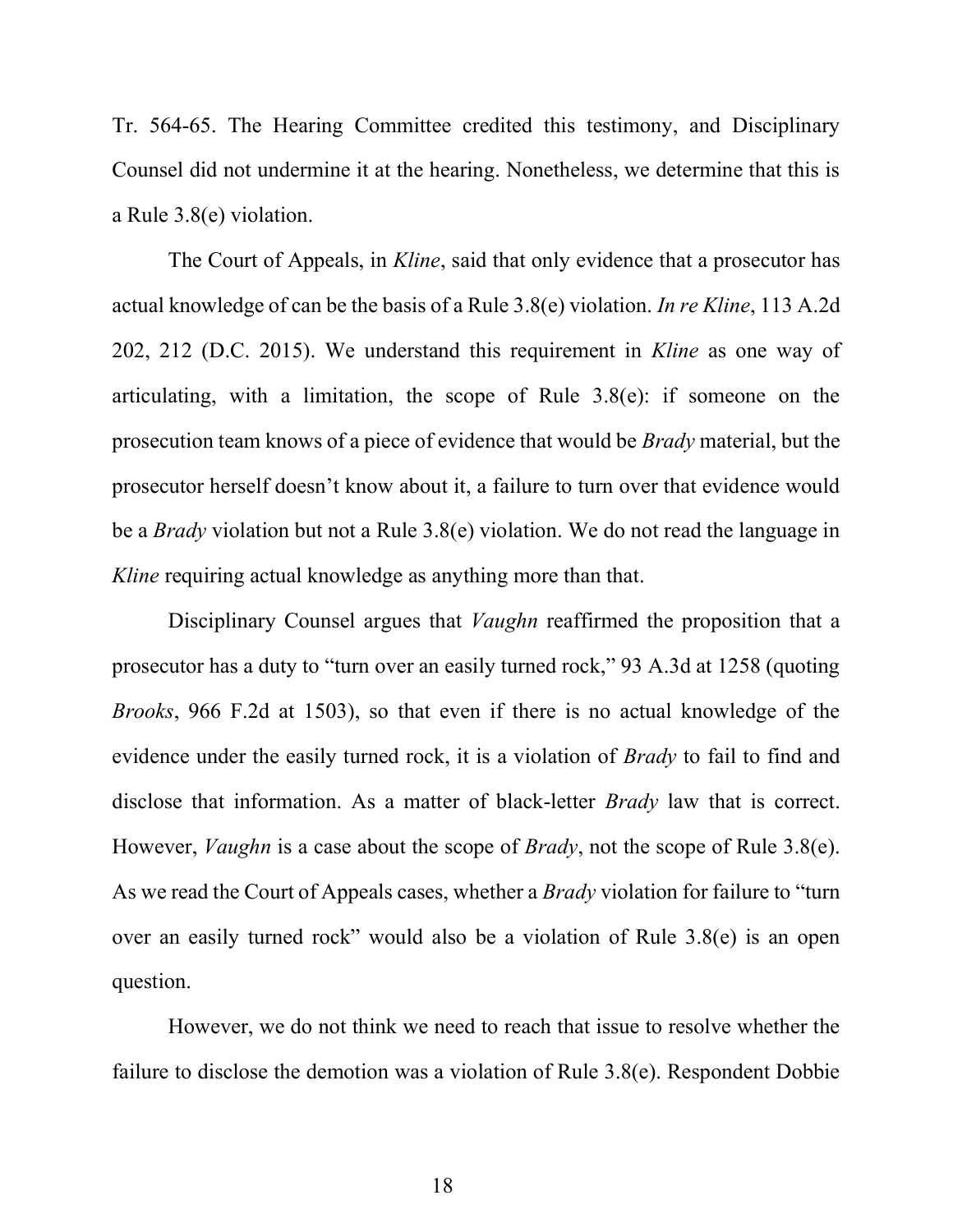Tr. 564-65. The Hearing Committee credited this testimony, and Disciplinary Counsel did not undermine it at the hearing. Nonetheless, we determine that this is a Rule 3.8(e) violation.

The Court of Appeals, in *Kline*, said that only evidence that a prosecutor has actual knowledge of can be the basis of a Rule 3.8(e) violation. *In re Kline*, 113 A.2d 202, 212 (D.C. 2015). We understand this requirement in *Kline* as one way of articulating, with a limitation, the scope of Rule 3.8(e): if someone on the prosecution team knows of a piece of evidence that would be *Brady* material, but the prosecutor herself doesn't know about it, a failure to turn over that evidence would be a *Brady* violation but not a Rule 3.8(e) violation. We do not read the language in *Kline* requiring actual knowledge as anything more than that.

Disciplinary Counsel argues that *Vaughn* reaffirmed the proposition that a prosecutor has a duty to "turn over an easily turned rock," 93 A.3d at 1258 (quoting *Brooks*, 966 F.2d at 1503), so that even if there is no actual knowledge of the evidence under the easily turned rock, it is a violation of *Brady* to fail to find and disclose that information. As a matter of black-letter *Brady* law that is correct. However, *Vaughn* is a case about the scope of *Brady*, not the scope of Rule 3.8(e). As we read the Court of Appeals cases, whether a *Brady* violation for failure to "turn over an easily turned rock" would also be a violation of Rule 3.8(e) is an open question.

However, we do not think we need to reach that issue to resolve whether the failure to disclose the demotion was a violation of Rule 3.8(e). Respondent Dobbie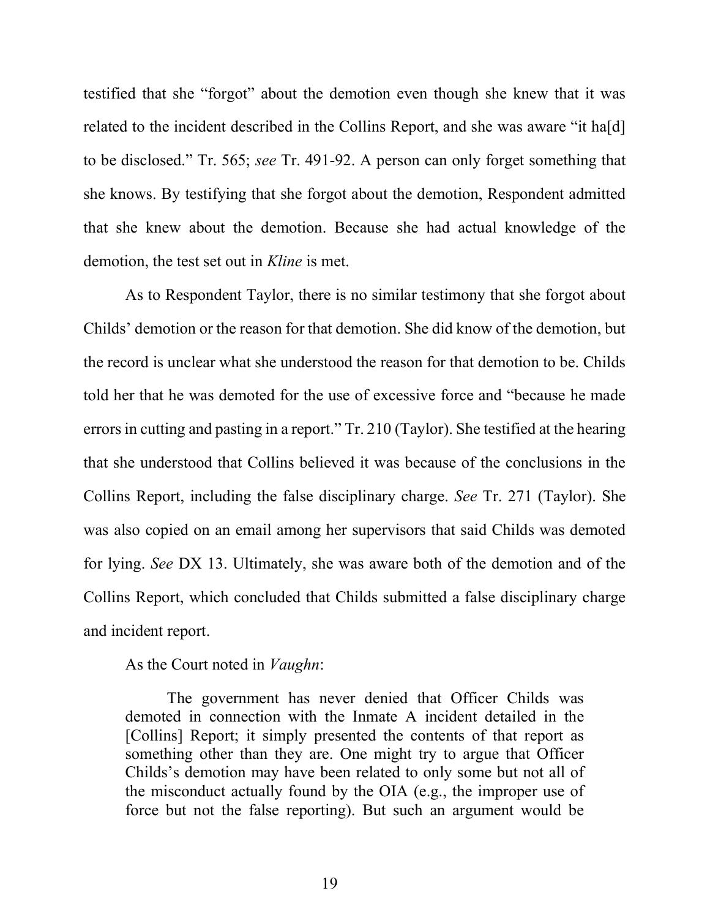testified that she "forgot" about the demotion even though she knew that it was related to the incident described in the Collins Report, and she was aware "it ha[d] to be disclosed." Tr. 565; *see* Tr. 491-92. A person can only forget something that she knows. By testifying that she forgot about the demotion, Respondent admitted that she knew about the demotion. Because she had actual knowledge of the demotion, the test set out in *Kline* is met.

As to Respondent Taylor, there is no similar testimony that she forgot about Childs' demotion or the reason for that demotion. She did know of the demotion, but the record is unclear what she understood the reason for that demotion to be. Childs told her that he was demoted for the use of excessive force and "because he made errors in cutting and pasting in a report." Tr. 210 (Taylor). She testified at the hearing that she understood that Collins believed it was because of the conclusions in the Collins Report, including the false disciplinary charge. *See* Tr. 271 (Taylor). She was also copied on an email among her supervisors that said Childs was demoted for lying. *See* DX 13. Ultimately, she was aware both of the demotion and of the Collins Report, which concluded that Childs submitted a false disciplinary charge and incident report.

As the Court noted in *Vaughn*:

> The government has never denied that Officer Childs was demoted in connection with the Inmate A incident detailed in the [Collins] Report; it simply presented the contents of that report as something other than they are. One might try to argue that Officer Childs's demotion may have been related to only some but not all of the misconduct actually found by the OIA (e.g., the improper use of force but not the false reporting). But such an argument would be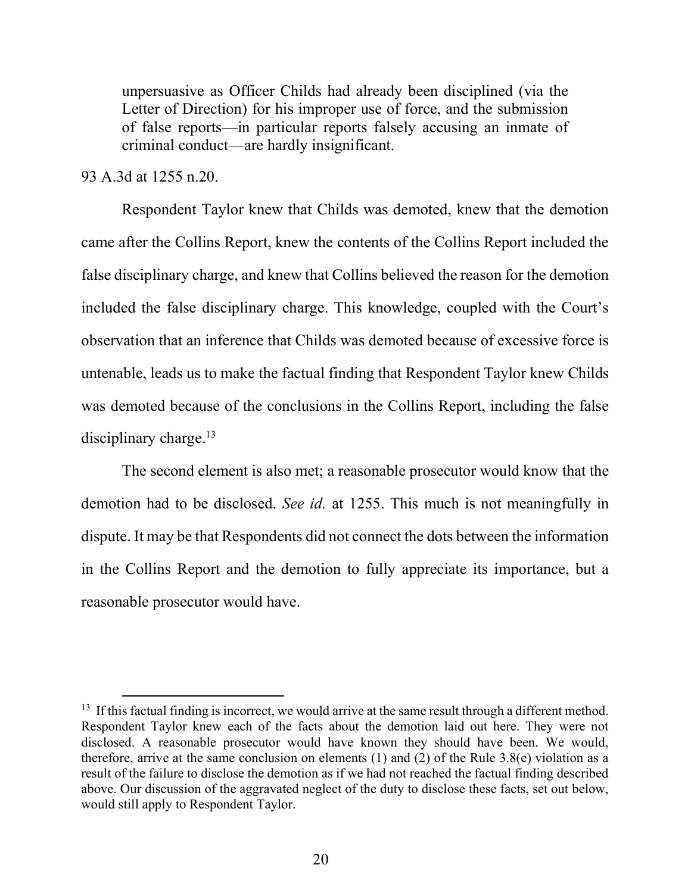> unpersuasive as Officer Childs had already been disciplined (via the Letter of Direction) for his improper use of force, and the submission of false reports—in particular reports falsely accusing an inmate of criminal conduct—are hardly insignificant.

93 A.3d at 1255 n.20.

Respondent Taylor knew that Childs was demoted, knew that the demotion came after the Collins Report, knew the contents of the Collins Report included the false disciplinary charge, and knew that Collins believed the reason for the demotion included the false disciplinary charge. This knowledge, coupled with the Court's observation that an inference that Childs was demoted because of excessive force is untenable, leads us to make the factual finding that Respondent Taylor knew Childs was demoted because of the conclusions in the Collins Report, including the false disciplinary charge.[13]

The second element is also met; a reasonable prosecutor would know that the demotion had to be disclosed. *See id.* at 1255. This much is not meaningfully in dispute. It may be that Respondents did not connect the dots between the information in the Collins Report and the demotion to fully appreciate its importance, but a reasonable prosecutor would have.

---

[13] If this factual finding is incorrect, we would arrive at the same result through a different method. Respondent Taylor knew each of the facts about the demotion laid out here. They were not disclosed. A reasonable prosecutor would have known they should have been. We would, therefore, arrive at the same conclusion on elements (1) and (2) of the Rule 3.8(e) violation as a result of the failure to disclose the demotion as if we had not reached the factual finding described above. Our discussion of the aggravated neglect of the duty to disclose these facts, set out below, would still apply to Respondent Taylor.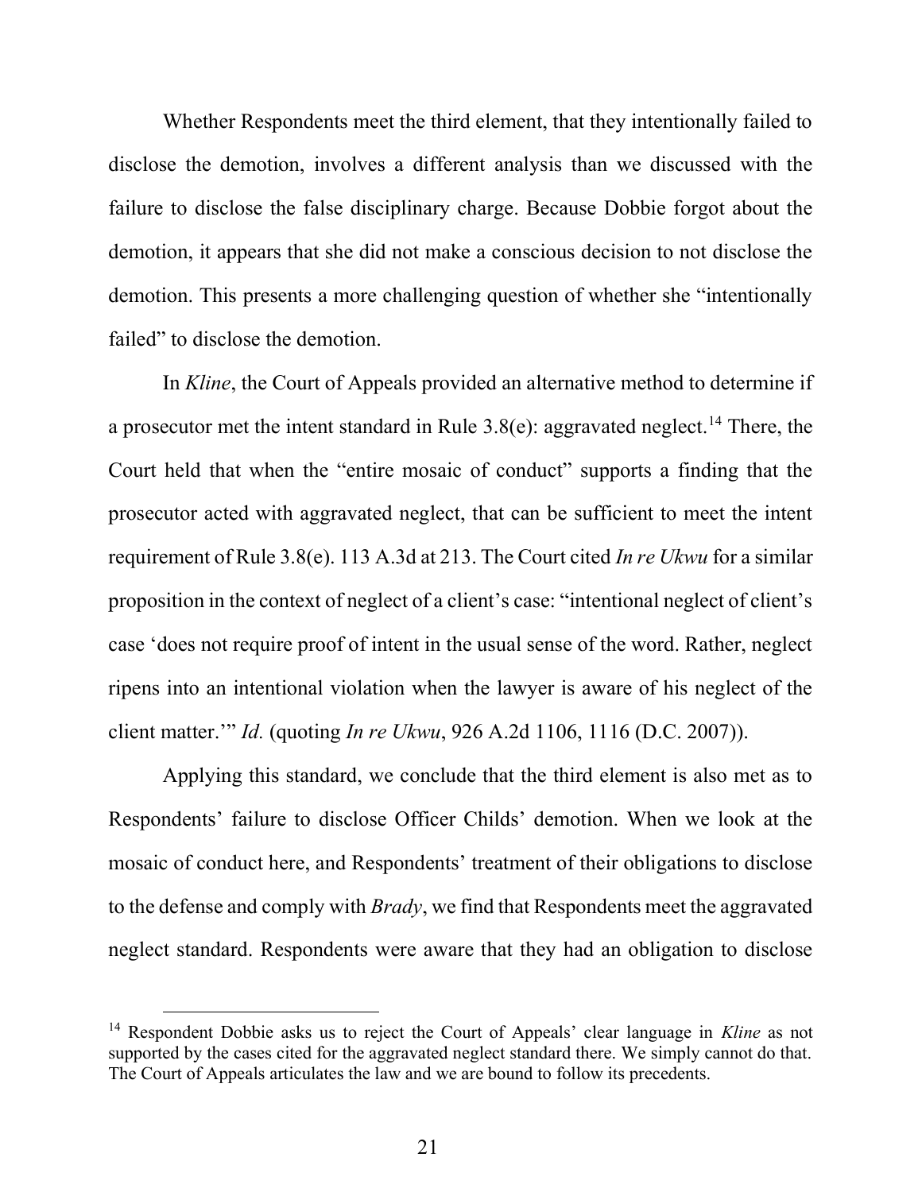Whether Respondents meet the third element, that they intentionally failed to disclose the demotion, involves a different analysis than we discussed with the failure to disclose the false disciplinary charge. Because Dobbie forgot about the demotion, it appears that she did not make a conscious decision to not disclose the demotion. This presents a more challenging question of whether she "intentionally failed" to disclose the demotion.

In *Kline*, the Court of Appeals provided an alternative method to determine if a prosecutor met the intent standard in Rule 3.8(e): aggravated neglect.[14] There, the Court held that when the "entire mosaic of conduct" supports a finding that the prosecutor acted with aggravated neglect, that can be sufficient to meet the intent requirement of Rule 3.8(e). 113 A.3d at 213. The Court cited *In re Ukwu* for a similar proposition in the context of neglect of a client's case: "intentional neglect of client's case 'does not require proof of intent in the usual sense of the word. Rather, neglect ripens into an intentional violation when the lawyer is aware of his neglect of the client matter.'" *Id.* (quoting *In re Ukwu*, 926 A.2d 1106, 1116 (D.C. 2007)).

Applying this standard, we conclude that the third element is also met as to Respondents' failure to disclose Officer Childs' demotion. When we look at the mosaic of conduct here, and Respondents' treatment of their obligations to disclose to the defense and comply with *Brady*, we find that Respondents meet the aggravated neglect standard. Respondents were aware that they had an obligation to disclose

[14] Respondent Dobbie asks us to reject the Court of Appeals' clear language in *Kline* as not supported by the cases cited for the aggravated neglect standard there. We simply cannot do that. The Court of Appeals articulates the law and we are bound to follow its precedents.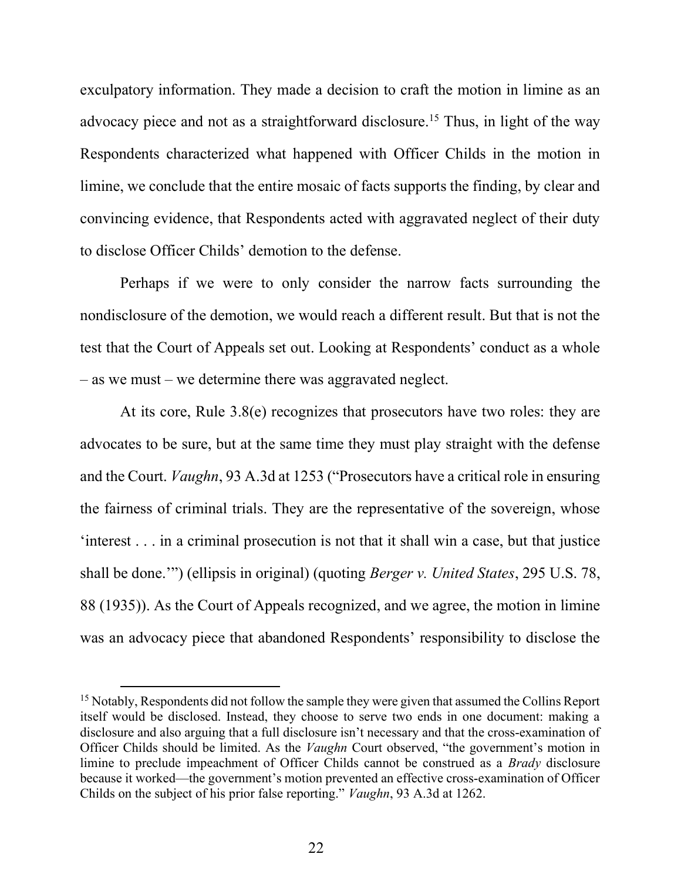exculpatory information. They made a decision to craft the motion in limine as an advocacy piece and not as a straightforward disclosure.[15] Thus, in light of the way Respondents characterized what happened with Officer Childs in the motion in limine, we conclude that the entire mosaic of facts supports the finding, by clear and convincing evidence, that Respondents acted with aggravated neglect of their duty to disclose Officer Childs' demotion to the defense.

Perhaps if we were to only consider the narrow facts surrounding the nondisclosure of the demotion, we would reach a different result. But that is not the test that the Court of Appeals set out. Looking at Respondents' conduct as a whole – as we must – we determine there was aggravated neglect.

At its core, Rule 3.8(e) recognizes that prosecutors have two roles: they are advocates to be sure, but at the same time they must play straight with the defense and the Court. *Vaughn*, 93 A.3d at 1253 ("Prosecutors have a critical role in ensuring the fairness of criminal trials. They are the representative of the sovereign, whose 'interest . . . in a criminal prosecution is not that it shall win a case, but that justice shall be done.'") (ellipsis in original) (quoting *Berger v. United States*, 295 U.S. 78, 88 (1935)). As the Court of Appeals recognized, and we agree, the motion in limine was an advocacy piece that abandoned Respondents' responsibility to disclose the

---

[15] Notably, Respondents did not follow the sample they were given that assumed the Collins Report itself would be disclosed. Instead, they choose to serve two ends in one document: making a disclosure and also arguing that a full disclosure isn't necessary and that the cross-examination of Officer Childs should be limited. As the *Vaughn* Court observed, "the government's motion in limine to preclude impeachment of Officer Childs cannot be construed as a *Brady* disclosure because it worked—the government's motion prevented an effective cross-examination of Officer Childs on the subject of his prior false reporting." *Vaughn*, 93 A.3d at 1262.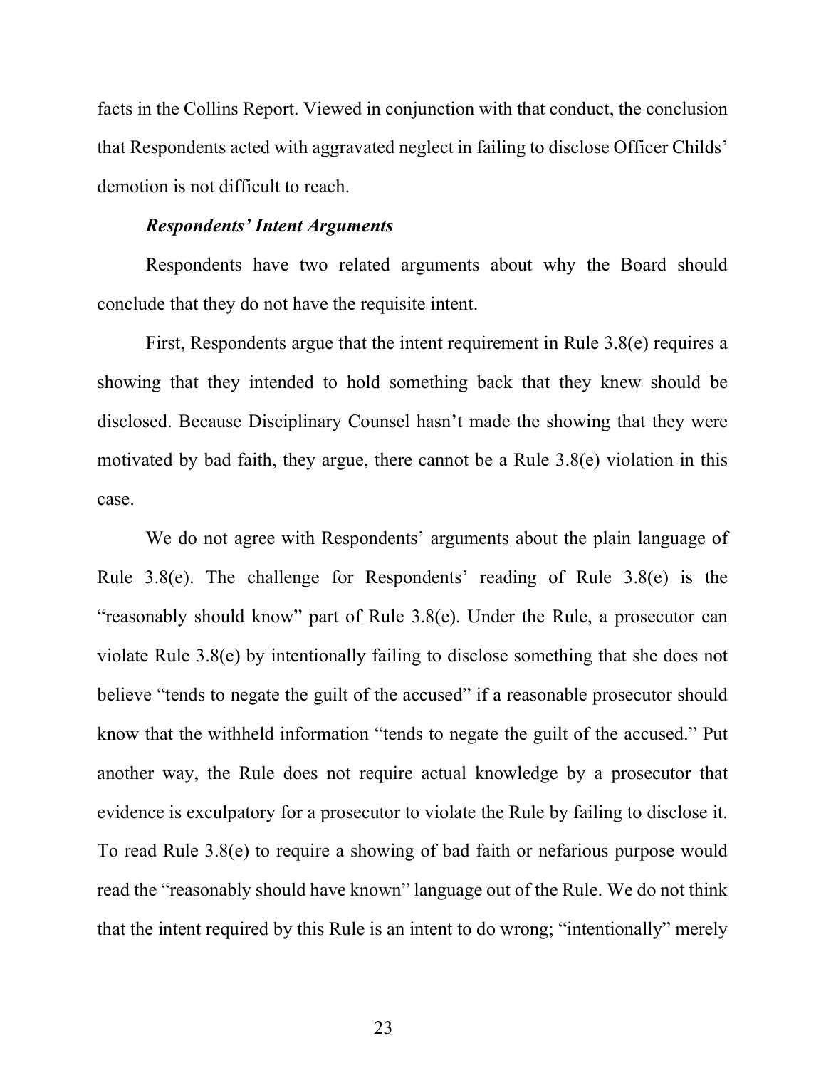facts in the Collins Report. Viewed in conjunction with that conduct, the conclusion that Respondents acted with aggravated neglect in failing to disclose Officer Childs' demotion is not difficult to reach.

***Respondents' Intent Arguments***

Respondents have two related arguments about why the Board should conclude that they do not have the requisite intent.

First, Respondents argue that the intent requirement in Rule 3.8(e) requires a showing that they intended to hold something back that they knew should be disclosed. Because Disciplinary Counsel hasn't made the showing that they were motivated by bad faith, they argue, there cannot be a Rule 3.8(e) violation in this case.

We do not agree with Respondents' arguments about the plain language of Rule 3.8(e). The challenge for Respondents' reading of Rule 3.8(e) is the "reasonably should know" part of Rule 3.8(e). Under the Rule, a prosecutor can violate Rule 3.8(e) by intentionally failing to disclose something that she does not believe "tends to negate the guilt of the accused" if a reasonable prosecutor should know that the withheld information "tends to negate the guilt of the accused." Put another way, the Rule does not require actual knowledge by a prosecutor that evidence is exculpatory for a prosecutor to violate the Rule by failing to disclose it. To read Rule 3.8(e) to require a showing of bad faith or nefarious purpose would read the "reasonably should have known" language out of the Rule. We do not think that the intent required by this Rule is an intent to do wrong; "intentionally" merely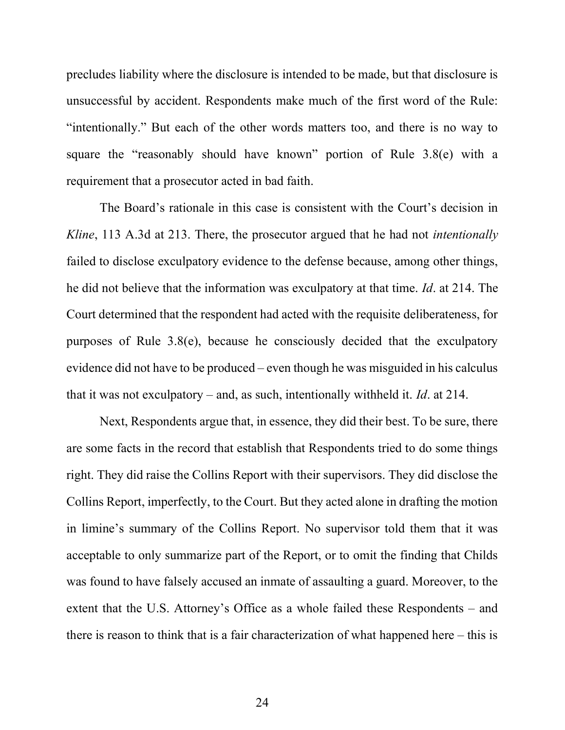precludes liability where the disclosure is intended to be made, but that disclosure is unsuccessful by accident. Respondents make much of the first word of the Rule: "intentionally." But each of the other words matters too, and there is no way to square the "reasonably should have known" portion of Rule 3.8(e) with a requirement that a prosecutor acted in bad faith.

The Board's rationale in this case is consistent with the Court's decision in *Kline*, 113 A.3d at 213. There, the prosecutor argued that he had not *intentionally* failed to disclose exculpatory evidence to the defense because, among other things, he did not believe that the information was exculpatory at that time. *Id*. at 214. The Court determined that the respondent had acted with the requisite deliberateness, for purposes of Rule 3.8(e), because he consciously decided that the exculpatory evidence did not have to be produced – even though he was misguided in his calculus that it was not exculpatory – and, as such, intentionally withheld it. *Id*. at 214.

Next, Respondents argue that, in essence, they did their best. To be sure, there are some facts in the record that establish that Respondents tried to do some things right. They did raise the Collins Report with their supervisors. They did disclose the Collins Report, imperfectly, to the Court. But they acted alone in drafting the motion in limine's summary of the Collins Report. No supervisor told them that it was acceptable to only summarize part of the Report, or to omit the finding that Childs was found to have falsely accused an inmate of assaulting a guard. Moreover, to the extent that the U.S. Attorney's Office as a whole failed these Respondents – and there is reason to think that is a fair characterization of what happened here – this is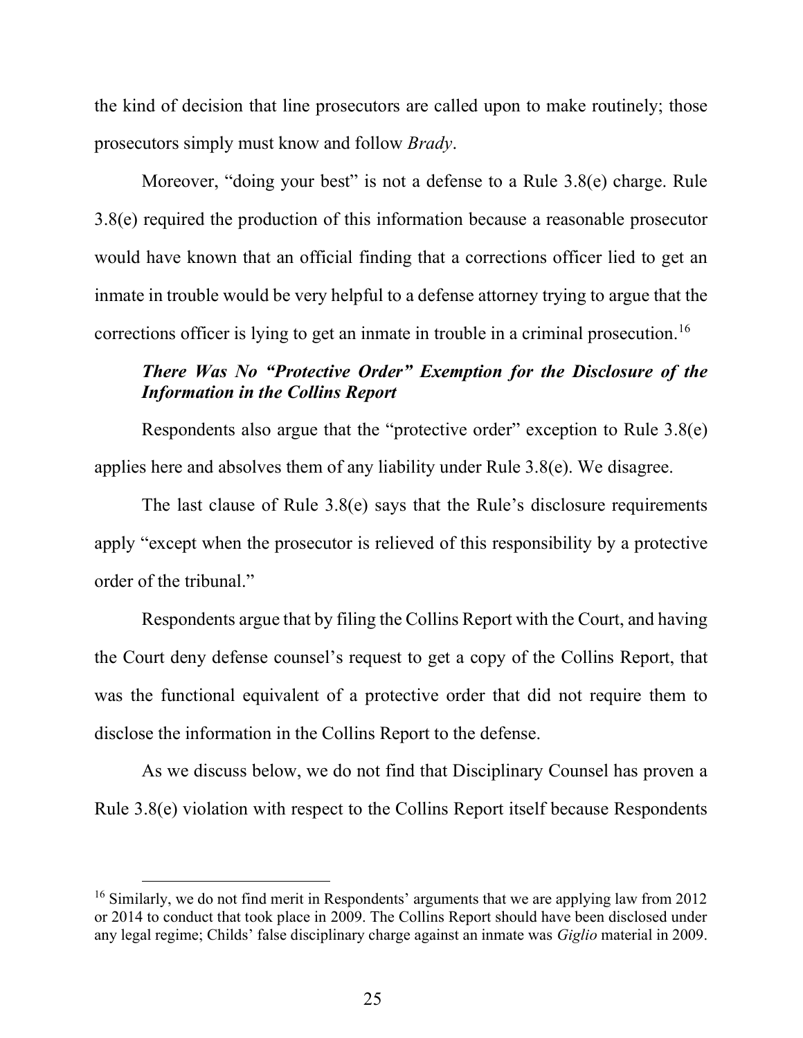the kind of decision that line prosecutors are called upon to make routinely; those prosecutors simply must know and follow *Brady*.

Moreover, "doing your best" is not a defense to a Rule 3.8(e) charge. Rule 3.8(e) required the production of this information because a reasonable prosecutor would have known that an official finding that a corrections officer lied to get an inmate in trouble would be very helpful to a defense attorney trying to argue that the corrections officer is lying to get an inmate in trouble in a criminal prosecution.[16]

***There Was No "Protective Order" Exemption for the Disclosure of the Information in the Collins Report***

Respondents also argue that the "protective order" exception to Rule 3.8(e) applies here and absolves them of any liability under Rule 3.8(e). We disagree.

The last clause of Rule 3.8(e) says that the Rule's disclosure requirements apply "except when the prosecutor is relieved of this responsibility by a protective order of the tribunal."

Respondents argue that by filing the Collins Report with the Court, and having the Court deny defense counsel's request to get a copy of the Collins Report, that was the functional equivalent of a protective order that did not require them to disclose the information in the Collins Report to the defense.

As we discuss below, we do not find that Disciplinary Counsel has proven a Rule 3.8(e) violation with respect to the Collins Report itself because Respondents

---

[16] Similarly, we do not find merit in Respondents' arguments that we are applying law from 2012 or 2014 to conduct that took place in 2009. The Collins Report should have been disclosed under any legal regime; Childs' false disciplinary charge against an inmate was *Giglio* material in 2009.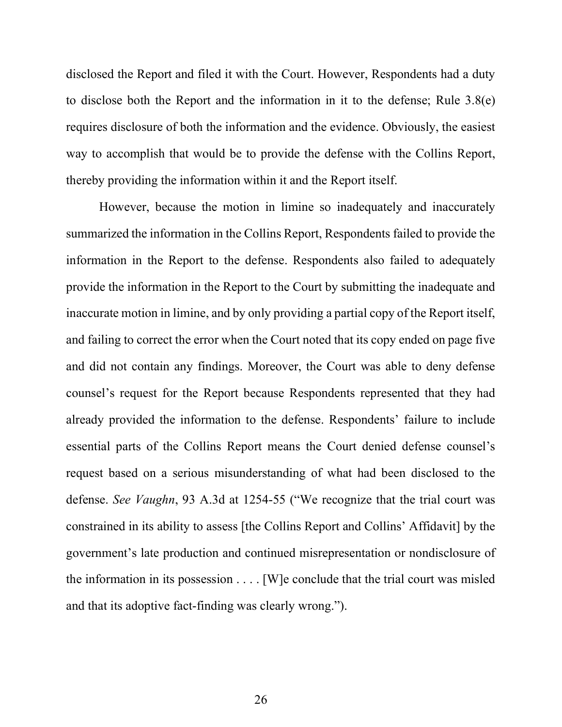disclosed the Report and filed it with the Court. However, Respondents had a duty to disclose both the Report and the information in it to the defense; Rule 3.8(e) requires disclosure of both the information and the evidence. Obviously, the easiest way to accomplish that would be to provide the defense with the Collins Report, thereby providing the information within it and the Report itself.

However, because the motion in limine so inadequately and inaccurately summarized the information in the Collins Report, Respondents failed to provide the information in the Report to the defense. Respondents also failed to adequately provide the information in the Report to the Court by submitting the inadequate and inaccurate motion in limine, and by only providing a partial copy of the Report itself, and failing to correct the error when the Court noted that its copy ended on page five and did not contain any findings. Moreover, the Court was able to deny defense counsel's request for the Report because Respondents represented that they had already provided the information to the defense. Respondents' failure to include essential parts of the Collins Report means the Court denied defense counsel's request based on a serious misunderstanding of what had been disclosed to the defense. *See Vaughn*, 93 A.3d at 1254-55 ("We recognize that the trial court was constrained in its ability to assess [the Collins Report and Collins' Affidavit] by the government's late production and continued misrepresentation or nondisclosure of the information in its possession . . . . [W]e conclude that the trial court was misled and that its adoptive fact-finding was clearly wrong.").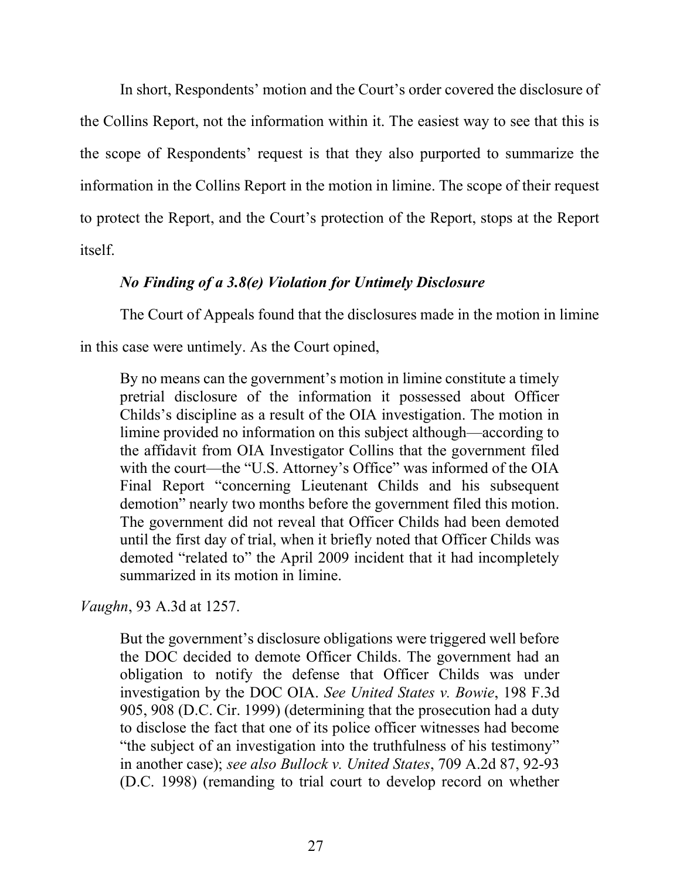In short, Respondents' motion and the Court's order covered the disclosure of the Collins Report, not the information within it. The easiest way to see that this is the scope of Respondents' request is that they also purported to summarize the information in the Collins Report in the motion in limine. The scope of their request to protect the Report, and the Court's protection of the Report, stops at the Report itself.

***No Finding of a 3.8(e) Violation for Untimely Disclosure***

The Court of Appeals found that the disclosures made in the motion in limine in this case were untimely. As the Court opined,

> By no means can the government's motion in limine constitute a timely pretrial disclosure of the information it possessed about Officer Childs's discipline as a result of the OIA investigation. The motion in limine provided no information on this subject although—according to the affidavit from OIA Investigator Collins that the government filed with the court—the "U.S. Attorney's Office" was informed of the OIA Final Report "concerning Lieutenant Childs and his subsequent demotion" nearly two months before the government filed this motion. The government did not reveal that Officer Childs had been demoted until the first day of trial, when it briefly noted that Officer Childs was demoted "related to" the April 2009 incident that it had incompletely summarized in its motion in limine.

*Vaughn*, 93 A.3d at 1257.

> But the government's disclosure obligations were triggered well before the DOC decided to demote Officer Childs. The government had an obligation to notify the defense that Officer Childs was under investigation by the DOC OIA. *See United States v. Bowie*, 198 F.3d 905, 908 (D.C. Cir. 1999) (determining that the prosecution had a duty to disclose the fact that one of its police officer witnesses had become "the subject of an investigation into the truthfulness of his testimony" in another case); *see also Bullock v. United States*, 709 A.2d 87, 92-93 (D.C. 1998) (remanding to trial court to develop record on whether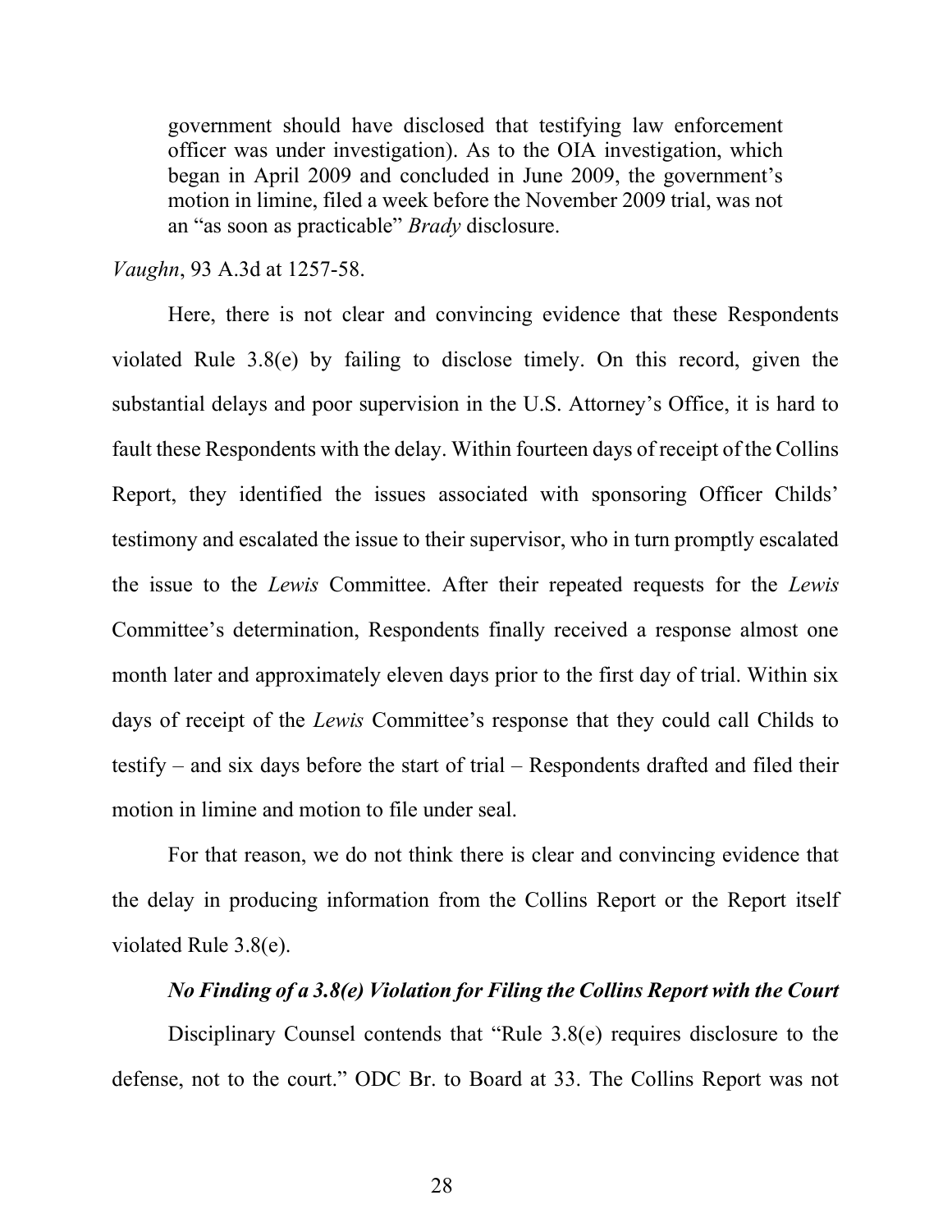> government should have disclosed that testifying law enforcement officer was under investigation). As to the OIA investigation, which began in April 2009 and concluded in June 2009, the government's motion in limine, filed a week before the November 2009 trial, was not an "as soon as practicable" *Brady* disclosure.

*Vaughn*, 93 A.3d at 1257-58.

Here, there is not clear and convincing evidence that these Respondents violated Rule 3.8(e) by failing to disclose timely. On this record, given the substantial delays and poor supervision in the U.S. Attorney's Office, it is hard to fault these Respondents with the delay. Within fourteen days of receipt of the Collins Report, they identified the issues associated with sponsoring Officer Childs' testimony and escalated the issue to their supervisor, who in turn promptly escalated the issue to the *Lewis* Committee. After their repeated requests for the *Lewis* Committee's determination, Respondents finally received a response almost one month later and approximately eleven days prior to the first day of trial. Within six days of receipt of the *Lewis* Committee's response that they could call Childs to testify – and six days before the start of trial – Respondents drafted and filed their motion in limine and motion to file under seal.

For that reason, we do not think there is clear and convincing evidence that the delay in producing information from the Collins Report or the Report itself violated Rule 3.8(e).

***No Finding of a 3.8(e) Violation for Filing the Collins Report with the Court***

Disciplinary Counsel contends that "Rule 3.8(e) requires disclosure to the defense, not to the court." ODC Br. to Board at 33. The Collins Report was not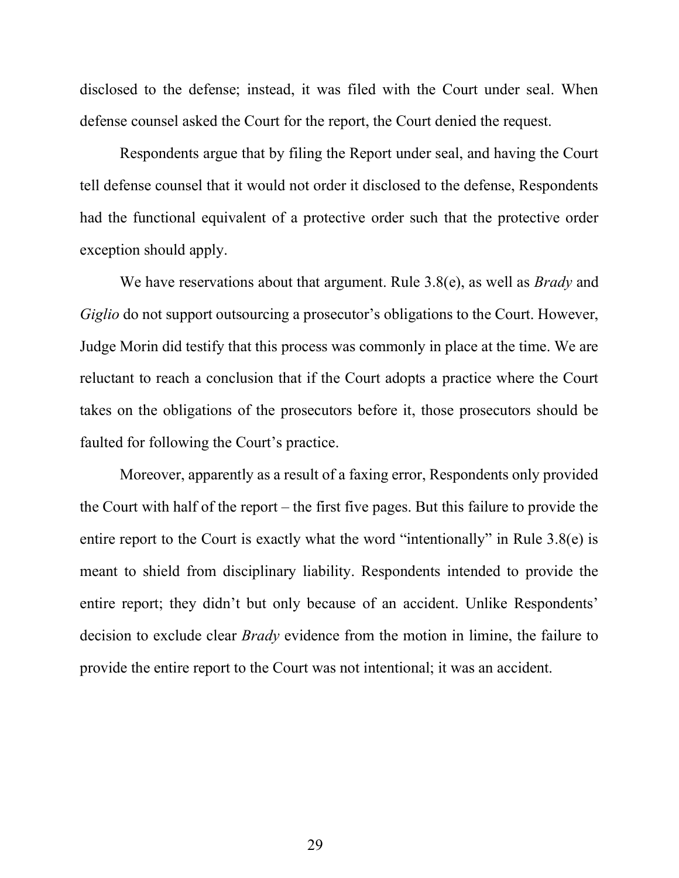disclosed to the defense; instead, it was filed with the Court under seal. When defense counsel asked the Court for the report, the Court denied the request.

Respondents argue that by filing the Report under seal, and having the Court tell defense counsel that it would not order it disclosed to the defense, Respondents had the functional equivalent of a protective order such that the protective order exception should apply.

We have reservations about that argument. Rule 3.8(e), as well as *Brady* and *Giglio* do not support outsourcing a prosecutor's obligations to the Court. However, Judge Morin did testify that this process was commonly in place at the time. We are reluctant to reach a conclusion that if the Court adopts a practice where the Court takes on the obligations of the prosecutors before it, those prosecutors should be faulted for following the Court's practice.

Moreover, apparently as a result of a faxing error, Respondents only provided the Court with half of the report – the first five pages. But this failure to provide the entire report to the Court is exactly what the word "intentionally" in Rule 3.8(e) is meant to shield from disciplinary liability. Respondents intended to provide the entire report; they didn't but only because of an accident. Unlike Respondents' decision to exclude clear *Brady* evidence from the motion in limine, the failure to provide the entire report to the Court was not intentional; it was an accident.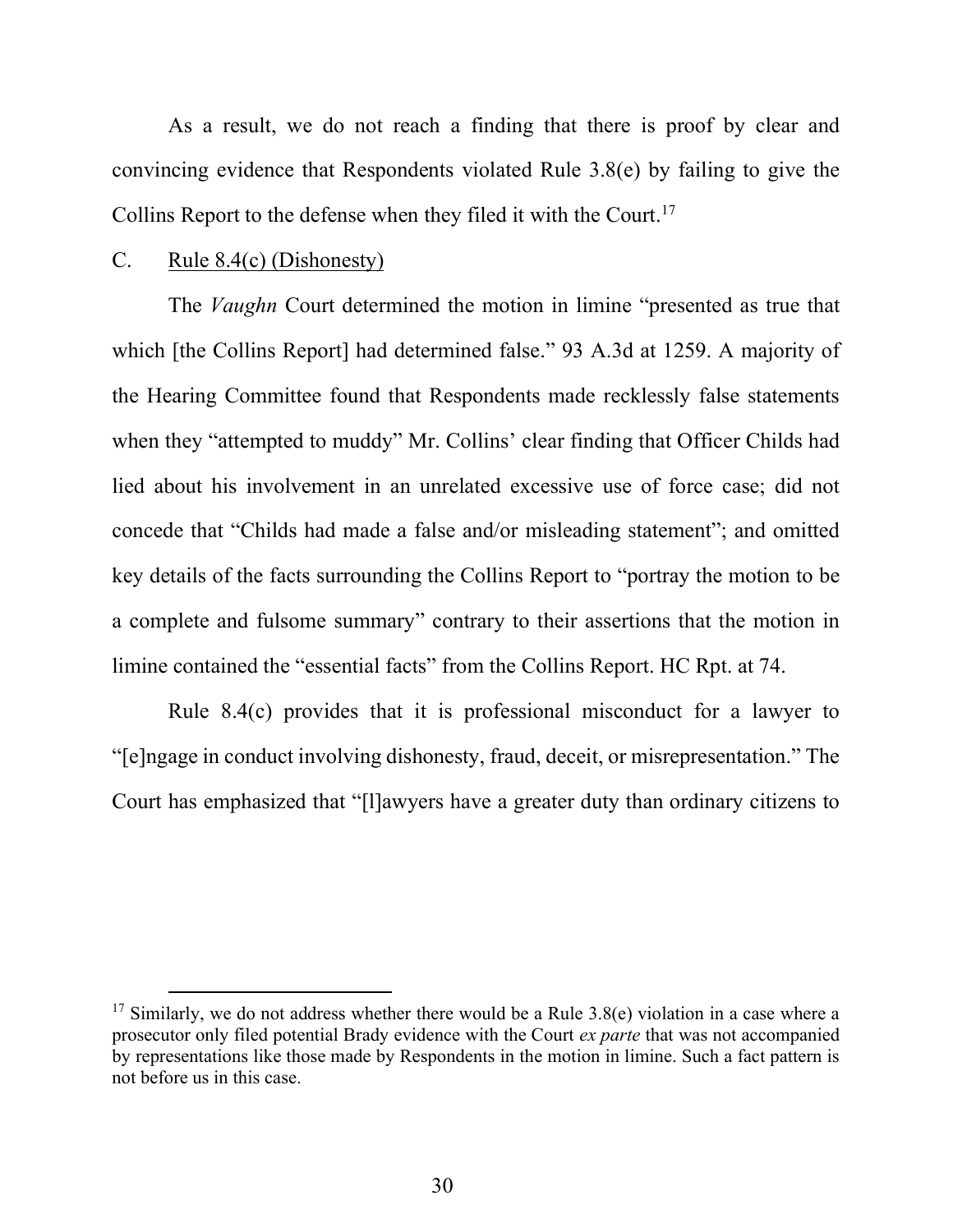As a result, we do not reach a finding that there is proof by clear and convincing evidence that Respondents violated Rule 3.8(e) by failing to give the Collins Report to the defense when they filed it with the Court.[17]

C. Rule 8.4(c) (Dishonesty)

The *Vaughn* Court determined the motion in limine "presented as true that which [the Collins Report] had determined false." 93 A.3d at 1259. A majority of the Hearing Committee found that Respondents made recklessly false statements when they "attempted to muddy" Mr. Collins' clear finding that Officer Childs had lied about his involvement in an unrelated excessive use of force case; did not concede that "Childs had made a false and/or misleading statement"; and omitted key details of the facts surrounding the Collins Report to "portray the motion to be a complete and fulsome summary" contrary to their assertions that the motion in limine contained the "essential facts" from the Collins Report. HC Rpt. at 74.

Rule 8.4(c) provides that it is professional misconduct for a lawyer to "[e]ngage in conduct involving dishonesty, fraud, deceit, or misrepresentation." The Court has emphasized that "[l]awyers have a greater duty than ordinary citizens to

---

[17] Similarly, we do not address whether there would be a Rule 3.8(e) violation in a case where a prosecutor only filed potential Brady evidence with the Court *ex parte* that was not accompanied by representations like those made by Respondents in the motion in limine. Such a fact pattern is not before us in this case.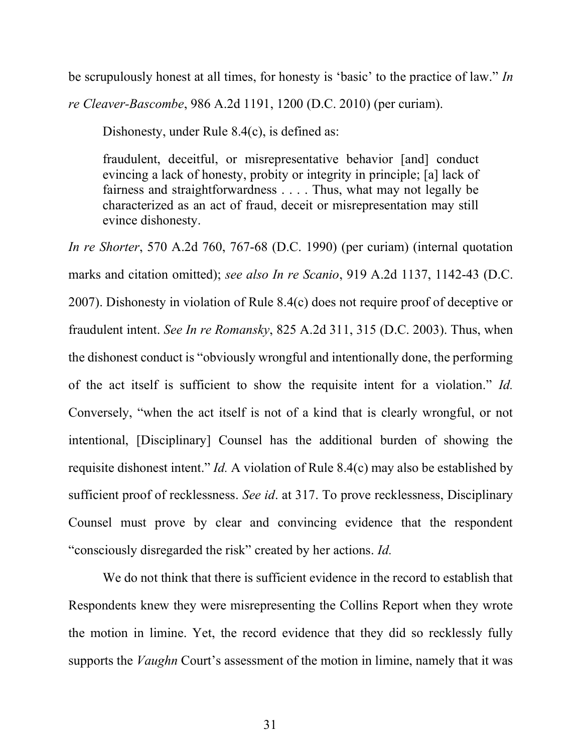be scrupulously honest at all times, for honesty is 'basic' to the practice of law." *In re Cleaver-Bascombe*, 986 A.2d 1191, 1200 (D.C. 2010) (per curiam).

Dishonesty, under Rule 8.4(c), is defined as:

> fraudulent, deceitful, or misrepresentative behavior [and] conduct evincing a lack of honesty, probity or integrity in principle; [a] lack of fairness and straightforwardness . . . . Thus, what may not legally be characterized as an act of fraud, deceit or misrepresentation may still evince dishonesty.

*In re Shorter*, 570 A.2d 760, 767-68 (D.C. 1990) (per curiam) (internal quotation marks and citation omitted); *see also In re Scanio*, 919 A.2d 1137, 1142-43 (D.C. 2007). Dishonesty in violation of Rule 8.4(c) does not require proof of deceptive or fraudulent intent. *See In re Romansky*, 825 A.2d 311, 315 (D.C. 2003). Thus, when the dishonest conduct is "obviously wrongful and intentionally done, the performing of the act itself is sufficient to show the requisite intent for a violation." *Id.* Conversely, "when the act itself is not of a kind that is clearly wrongful, or not intentional, [Disciplinary] Counsel has the additional burden of showing the requisite dishonest intent." *Id.* A violation of Rule 8.4(c) may also be established by sufficient proof of recklessness. *See id*. at 317. To prove recklessness, Disciplinary Counsel must prove by clear and convincing evidence that the respondent "consciously disregarded the risk" created by her actions. *Id.*

We do not think that there is sufficient evidence in the record to establish that Respondents knew they were misrepresenting the Collins Report when they wrote the motion in limine. Yet, the record evidence that they did so recklessly fully supports the *Vaughn* Court's assessment of the motion in limine, namely that it was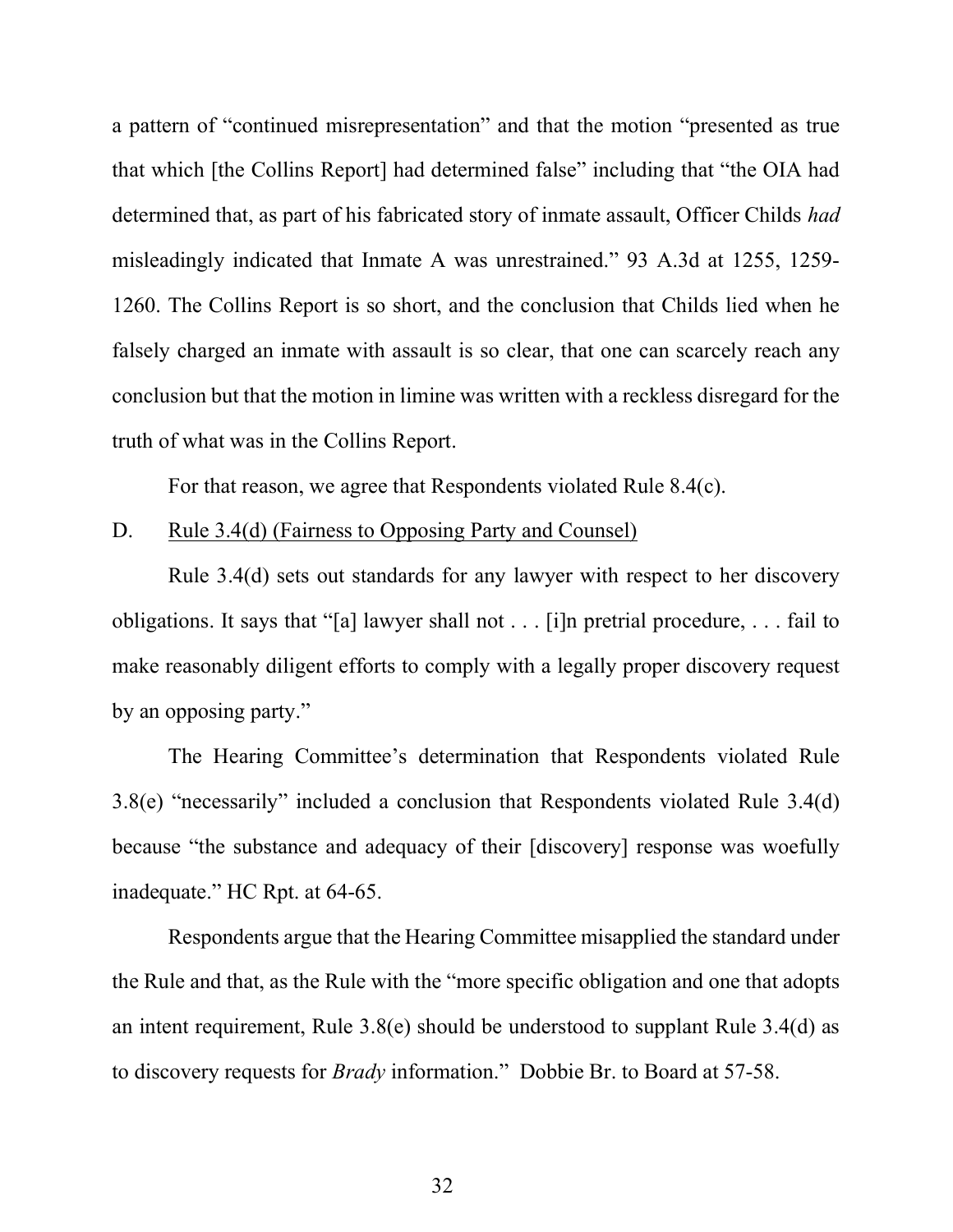a pattern of "continued misrepresentation" and that the motion "presented as true that which [the Collins Report] had determined false" including that "the OIA had determined that, as part of his fabricated story of inmate assault, Officer Childs *had* misleadingly indicated that Inmate A was unrestrained." 93 A.3d at 1255, 1259-1260. The Collins Report is so short, and the conclusion that Childs lied when he falsely charged an inmate with assault is so clear, that one can scarcely reach any conclusion but that the motion in limine was written with a reckless disregard for the truth of what was in the Collins Report.

For that reason, we agree that Respondents violated Rule 8.4(c).

D. <u>Rule 3.4(d) (Fairness to Opposing Party and Counsel)</u>

Rule 3.4(d) sets out standards for any lawyer with respect to her discovery obligations. It says that "[a] lawyer shall not . . . [i]n pretrial procedure, . . . fail to make reasonably diligent efforts to comply with a legally proper discovery request by an opposing party."

The Hearing Committee's determination that Respondents violated Rule 3.8(e) "necessarily" included a conclusion that Respondents violated Rule 3.4(d) because "the substance and adequacy of their [discovery] response was woefully inadequate." HC Rpt. at 64-65.

Respondents argue that the Hearing Committee misapplied the standard under the Rule and that, as the Rule with the "more specific obligation and one that adopts an intent requirement, Rule 3.8(e) should be understood to supplant Rule 3.4(d) as to discovery requests for *Brady* information." Dobbie Br. to Board at 57-58.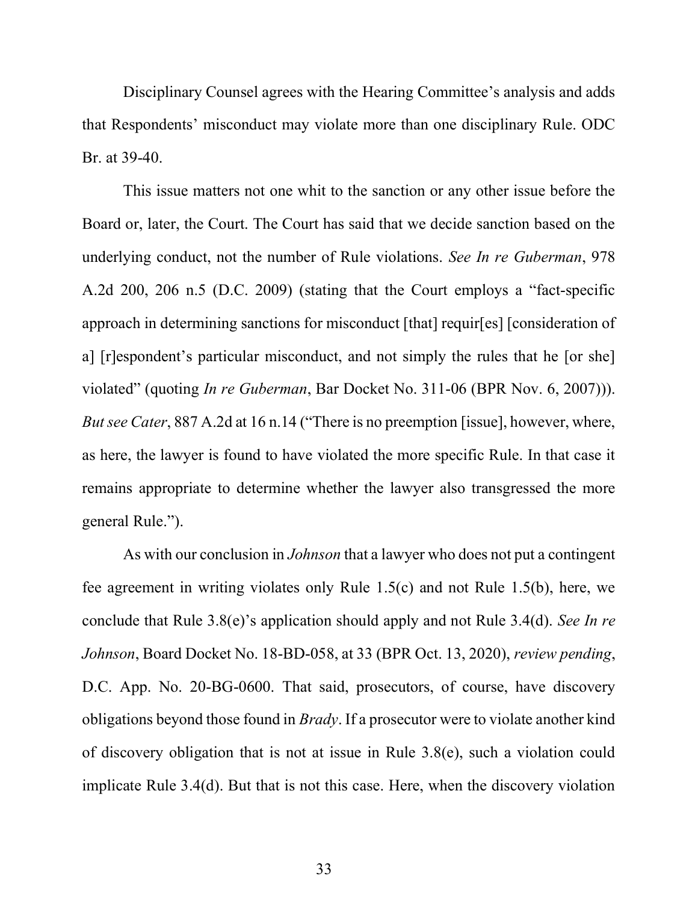Disciplinary Counsel agrees with the Hearing Committee's analysis and adds that Respondents' misconduct may violate more than one disciplinary Rule. ODC Br. at 39-40.

This issue matters not one whit to the sanction or any other issue before the Board or, later, the Court. The Court has said that we decide sanction based on the underlying conduct, not the number of Rule violations. *See In re Guberman*, 978 A.2d 200, 206 n.5 (D.C. 2009) (stating that the Court employs a "fact-specific approach in determining sanctions for misconduct [that] requir[es] [consideration of a] [r]espondent's particular misconduct, and not simply the rules that he [or she] violated" (quoting *In re Guberman*, Bar Docket No. 311-06 (BPR Nov. 6, 2007))). *But see Cater*, 887 A.2d at 16 n.14 ("There is no preemption [issue], however, where, as here, the lawyer is found to have violated the more specific Rule. In that case it remains appropriate to determine whether the lawyer also transgressed the more general Rule.").

As with our conclusion in *Johnson* that a lawyer who does not put a contingent fee agreement in writing violates only Rule 1.5(c) and not Rule 1.5(b), here, we conclude that Rule 3.8(e)'s application should apply and not Rule 3.4(d). *See In re Johnson*, Board Docket No. 18-BD-058, at 33 (BPR Oct. 13, 2020), *review pending*, D.C. App. No. 20-BG-0600. That said, prosecutors, of course, have discovery obligations beyond those found in *Brady*. If a prosecutor were to violate another kind of discovery obligation that is not at issue in Rule 3.8(e), such a violation could implicate Rule 3.4(d). But that is not this case. Here, when the discovery violation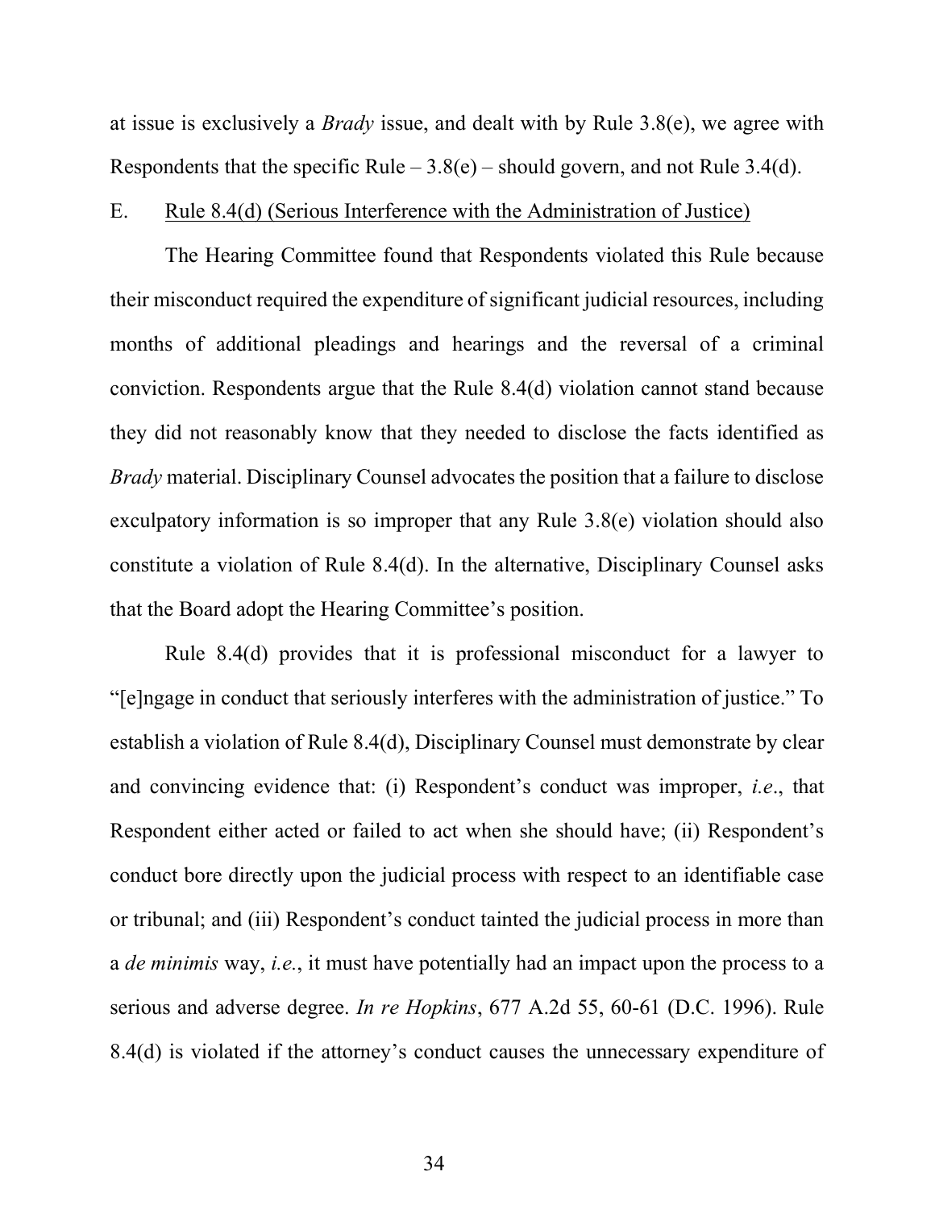at issue is exclusively a *Brady* issue, and dealt with by Rule 3.8(e), we agree with Respondents that the specific Rule – 3.8(e) – should govern, and not Rule 3.4(d).

E. Rule 8.4(d) (Serious Interference with the Administration of Justice)

The Hearing Committee found that Respondents violated this Rule because their misconduct required the expenditure of significant judicial resources, including months of additional pleadings and hearings and the reversal of a criminal conviction. Respondents argue that the Rule 8.4(d) violation cannot stand because they did not reasonably know that they needed to disclose the facts identified as *Brady* material. Disciplinary Counsel advocates the position that a failure to disclose exculpatory information is so improper that any Rule 3.8(e) violation should also constitute a violation of Rule 8.4(d). In the alternative, Disciplinary Counsel asks that the Board adopt the Hearing Committee's position.

Rule 8.4(d) provides that it is professional misconduct for a lawyer to "[e]ngage in conduct that seriously interferes with the administration of justice." To establish a violation of Rule 8.4(d), Disciplinary Counsel must demonstrate by clear and convincing evidence that: (i) Respondent's conduct was improper, *i.e*., that Respondent either acted or failed to act when she should have; (ii) Respondent's conduct bore directly upon the judicial process with respect to an identifiable case or tribunal; and (iii) Respondent's conduct tainted the judicial process in more than a *de minimis* way, *i.e.*, it must have potentially had an impact upon the process to a serious and adverse degree. *In re Hopkins*, 677 A.2d 55, 60-61 (D.C. 1996). Rule 8.4(d) is violated if the attorney's conduct causes the unnecessary expenditure of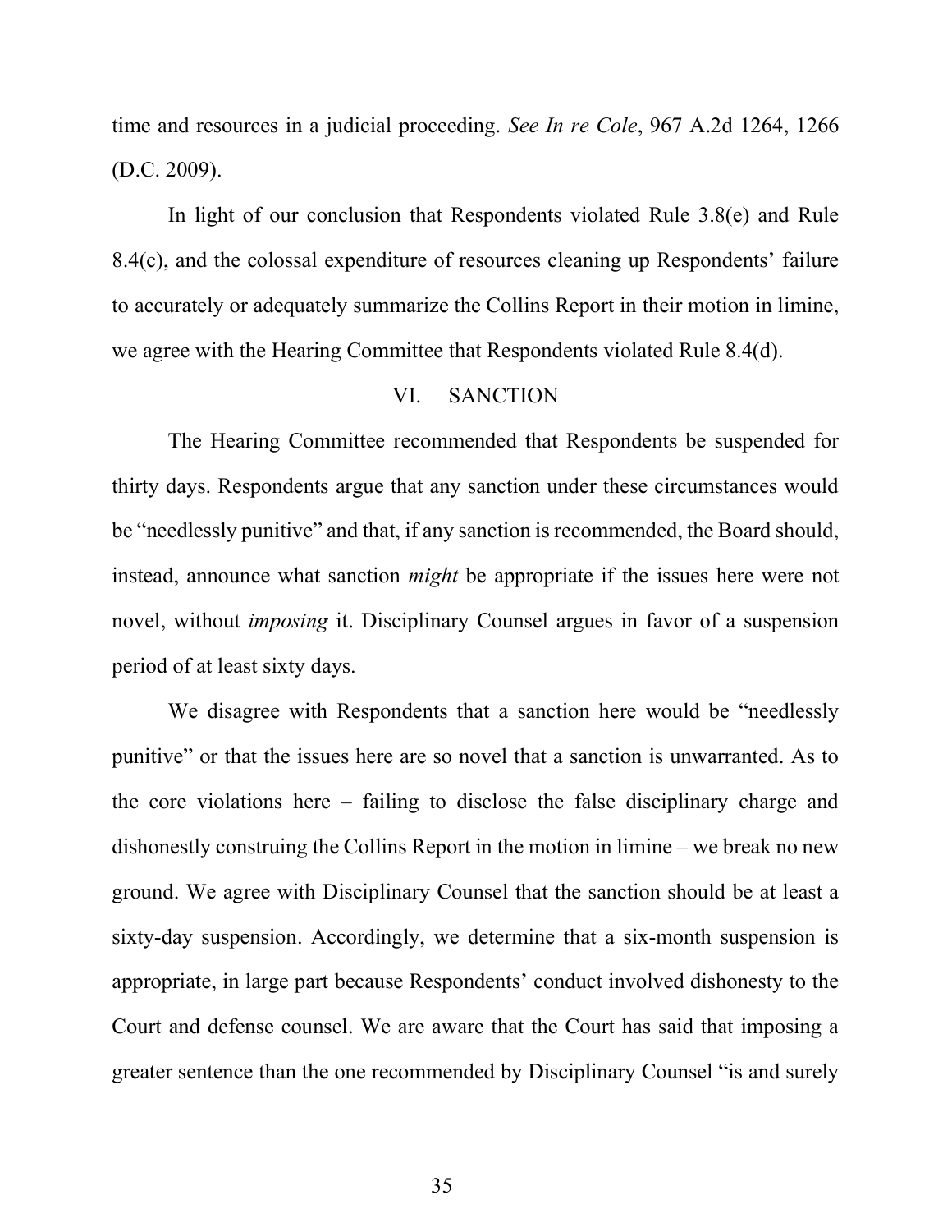time and resources in a judicial proceeding. *See In re Cole*, 967 A.2d 1264, 1266 (D.C. 2009).

In light of our conclusion that Respondents violated Rule 3.8(e) and Rule 8.4(c), and the colossal expenditure of resources cleaning up Respondents' failure to accurately or adequately summarize the Collins Report in their motion in limine, we agree with the Hearing Committee that Respondents violated Rule 8.4(d).

## VI. SANCTION

The Hearing Committee recommended that Respondents be suspended for thirty days. Respondents argue that any sanction under these circumstances would be "needlessly punitive" and that, if any sanction is recommended, the Board should, instead, announce what sanction *might* be appropriate if the issues here were not novel, without *imposing* it. Disciplinary Counsel argues in favor of a suspension period of at least sixty days.

We disagree with Respondents that a sanction here would be "needlessly punitive" or that the issues here are so novel that a sanction is unwarranted. As to the core violations here – failing to disclose the false disciplinary charge and dishonestly construing the Collins Report in the motion in limine – we break no new ground. We agree with Disciplinary Counsel that the sanction should be at least a sixty-day suspension. Accordingly, we determine that a six-month suspension is appropriate, in large part because Respondents' conduct involved dishonesty to the Court and defense counsel. We are aware that the Court has said that imposing a greater sentence than the one recommended by Disciplinary Counsel "is and surely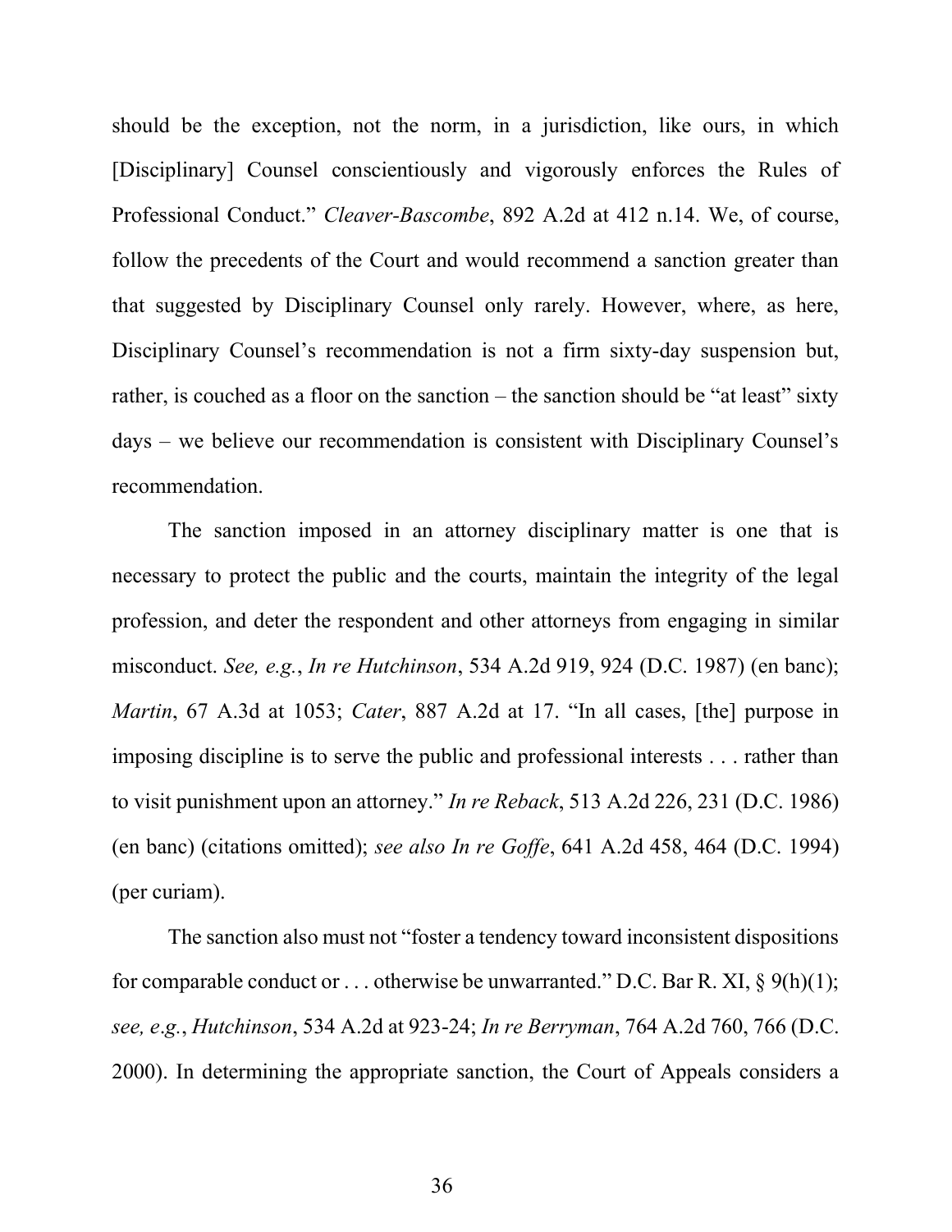should be the exception, not the norm, in a jurisdiction, like ours, in which [Disciplinary] Counsel conscientiously and vigorously enforces the Rules of Professional Conduct." *Cleaver-Bascombe*, 892 A.2d at 412 n.14. We, of course, follow the precedents of the Court and would recommend a sanction greater than that suggested by Disciplinary Counsel only rarely. However, where, as here, Disciplinary Counsel's recommendation is not a firm sixty-day suspension but, rather, is couched as a floor on the sanction – the sanction should be "at least" sixty days – we believe our recommendation is consistent with Disciplinary Counsel's recommendation.

The sanction imposed in an attorney disciplinary matter is one that is necessary to protect the public and the courts, maintain the integrity of the legal profession, and deter the respondent and other attorneys from engaging in similar misconduct. *See, e.g.*, *In re Hutchinson*, 534 A.2d 919, 924 (D.C. 1987) (en banc); *Martin*, 67 A.3d at 1053; *Cater*, 887 A.2d at 17. "In all cases, [the] purpose in imposing discipline is to serve the public and professional interests . . . rather than to visit punishment upon an attorney." *In re Reback*, 513 A.2d 226, 231 (D.C. 1986) (en banc) (citations omitted); *see also In re Goffe*, 641 A.2d 458, 464 (D.C. 1994) (per curiam).

The sanction also must not "foster a tendency toward inconsistent dispositions for comparable conduct or . . . otherwise be unwarranted." D.C. Bar R. XI, § 9(h)(1); *see, e.g.*, *Hutchinson*, 534 A.2d at 923-24; *In re Berryman*, 764 A.2d 760, 766 (D.C. 2000). In determining the appropriate sanction, the Court of Appeals considers a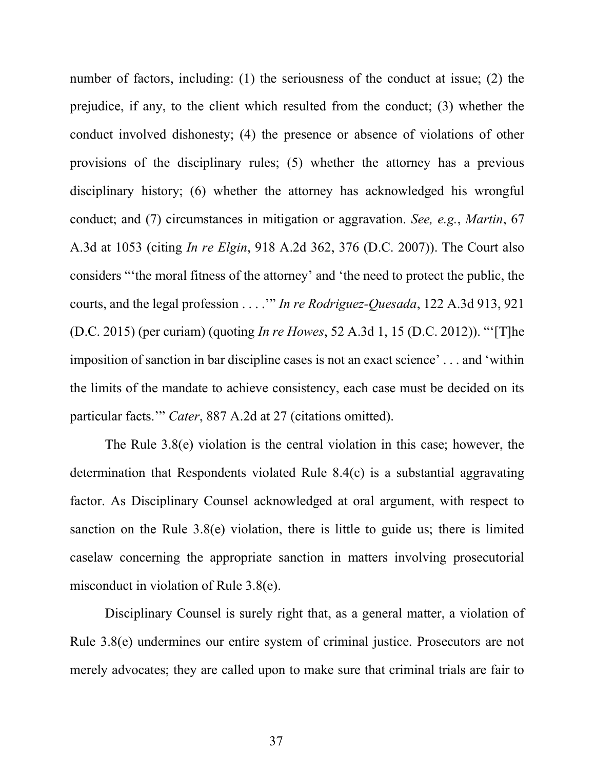number of factors, including: (1) the seriousness of the conduct at issue; (2) the prejudice, if any, to the client which resulted from the conduct; (3) whether the conduct involved dishonesty; (4) the presence or absence of violations of other provisions of the disciplinary rules; (5) whether the attorney has a previous disciplinary history; (6) whether the attorney has acknowledged his wrongful conduct; and (7) circumstances in mitigation or aggravation. *See, e.g.*, *Martin*, 67 A.3d at 1053 (citing *In re Elgin*, 918 A.2d 362, 376 (D.C. 2007)). The Court also considers "'the moral fitness of the attorney' and 'the need to protect the public, the courts, and the legal profession . . . .'" *In re Rodriguez-Quesada*, 122 A.3d 913, 921 (D.C. 2015) (per curiam) (quoting *In re Howes*, 52 A.3d 1, 15 (D.C. 2012)). "'[T]he imposition of sanction in bar discipline cases is not an exact science' . . . and 'within the limits of the mandate to achieve consistency, each case must be decided on its particular facts.'" *Cater*, 887 A.2d at 27 (citations omitted).

The Rule 3.8(e) violation is the central violation in this case; however, the determination that Respondents violated Rule 8.4(c) is a substantial aggravating factor. As Disciplinary Counsel acknowledged at oral argument, with respect to sanction on the Rule 3.8(e) violation, there is little to guide us; there is limited caselaw concerning the appropriate sanction in matters involving prosecutorial misconduct in violation of Rule 3.8(e).

Disciplinary Counsel is surely right that, as a general matter, a violation of Rule 3.8(e) undermines our entire system of criminal justice. Prosecutors are not merely advocates; they are called upon to make sure that criminal trials are fair to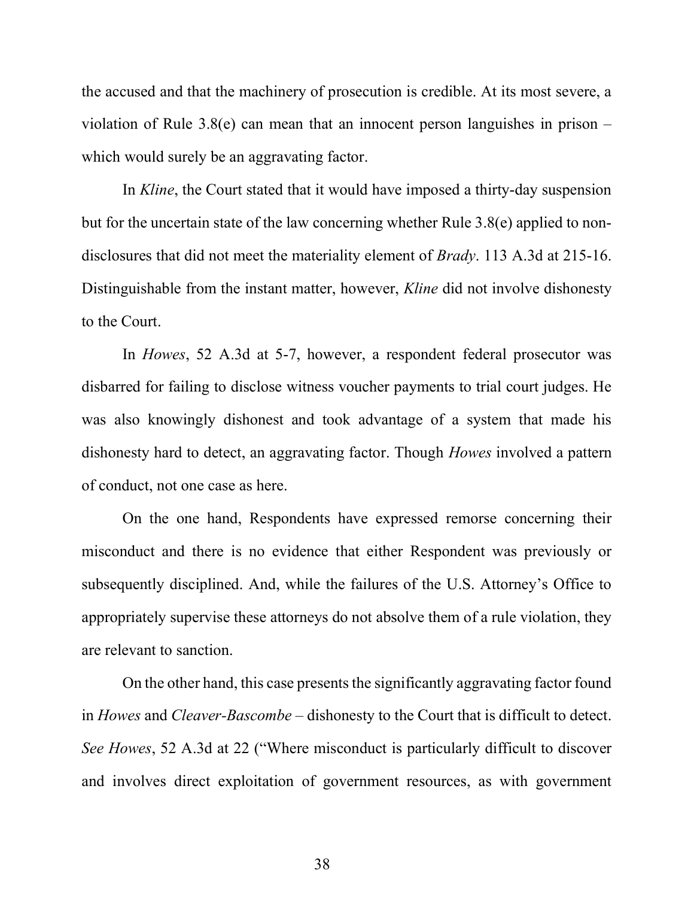the accused and that the machinery of prosecution is credible. At its most severe, a violation of Rule 3.8(e) can mean that an innocent person languishes in prison – which would surely be an aggravating factor.

In *Kline*, the Court stated that it would have imposed a thirty-day suspension but for the uncertain state of the law concerning whether Rule 3.8(e) applied to non-disclosures that did not meet the materiality element of *Brady*. 113 A.3d at 215-16. Distinguishable from the instant matter, however, *Kline* did not involve dishonesty to the Court.

In *Howes*, 52 A.3d at 5-7, however, a respondent federal prosecutor was disbarred for failing to disclose witness voucher payments to trial court judges. He was also knowingly dishonest and took advantage of a system that made his dishonesty hard to detect, an aggravating factor. Though *Howes* involved a pattern of conduct, not one case as here.

On the one hand, Respondents have expressed remorse concerning their misconduct and there is no evidence that either Respondent was previously or subsequently disciplined. And, while the failures of the U.S. Attorney's Office to appropriately supervise these attorneys do not absolve them of a rule violation, they are relevant to sanction.

On the other hand, this case presents the significantly aggravating factor found in *Howes* and *Cleaver-Bascombe* – dishonesty to the Court that is difficult to detect. *See Howes*, 52 A.3d at 22 ("Where misconduct is particularly difficult to discover and involves direct exploitation of government resources, as with government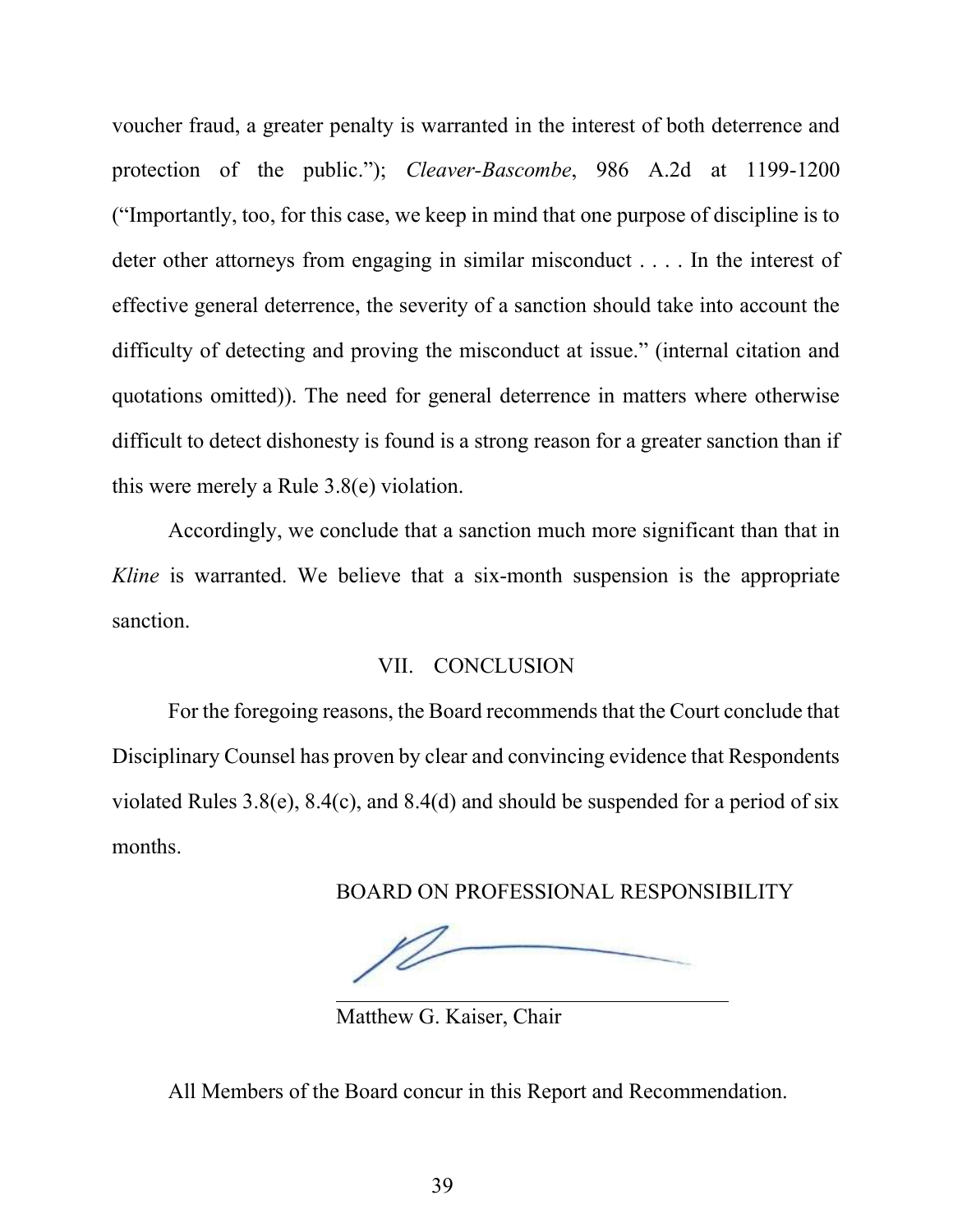voucher fraud, a greater penalty is warranted in the interest of both deterrence and protection of the public."); *Cleaver-Bascombe*, 986 A.2d at 1199-1200 ("Importantly, too, for this case, we keep in mind that one purpose of discipline is to deter other attorneys from engaging in similar misconduct . . . . In the interest of effective general deterrence, the severity of a sanction should take into account the difficulty of detecting and proving the misconduct at issue." (internal citation and quotations omitted)). The need for general deterrence in matters where otherwise difficult to detect dishonesty is found is a strong reason for a greater sanction than if this were merely a Rule 3.8(e) violation.

Accordingly, we conclude that a sanction much more significant than that in *Kline* is warranted. We believe that a six-month suspension is the appropriate sanction.

## VII. CONCLUSION

For the foregoing reasons, the Board recommends that the Court conclude that Disciplinary Counsel has proven by clear and convincing evidence that Respondents violated Rules 3.8(e), 8.4(c), and 8.4(d) and should be suspended for a period of six months.

BOARD ON PROFESSIONAL RESPONSIBILITY

\_\_\_\_\_\_\_\_\_\_\_\_\_\_\_\_\_\_\_\_\_\_\_\_\_\_\_\_\_\_\_\_\_\_\_\_

Matthew G. Kaiser, Chair

All Members of the Board concur in this Report and Recommendation.